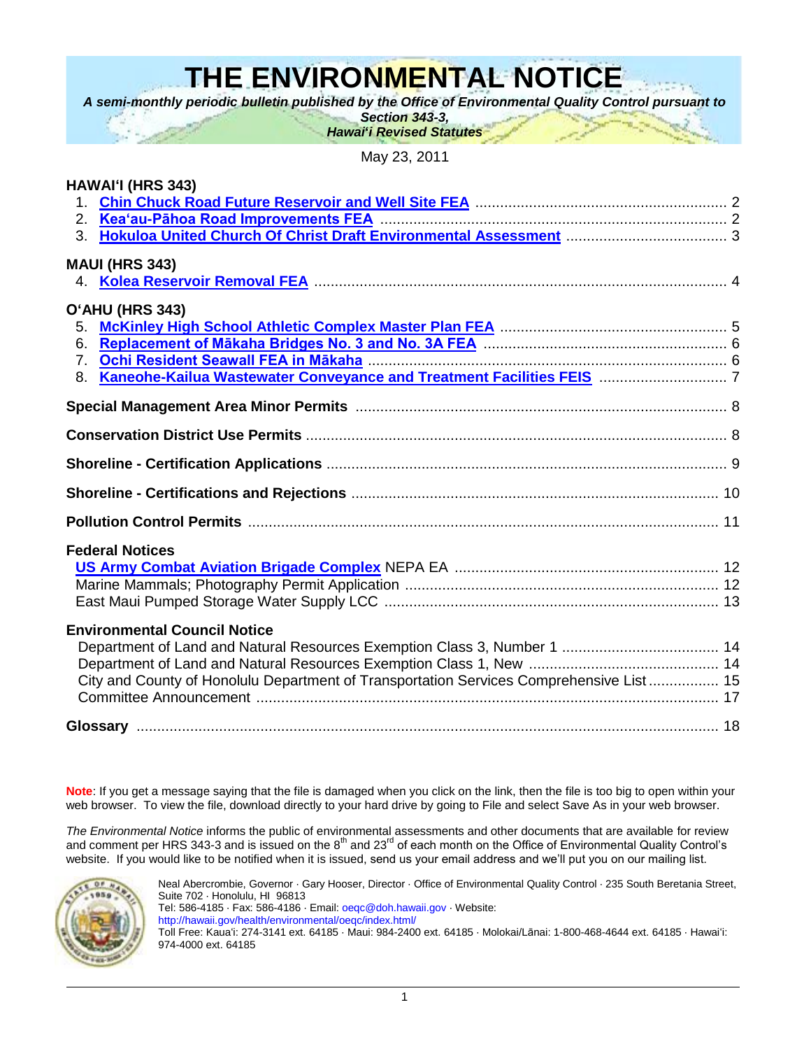# THE ENVIRONMENTAL NOTICE

***A semi-monthly periodic bulletin published by the Office of Environmental Quality Control pursuant to Section 343-3, Hawai'i Revised Statutes***

May 23, 2011

**HAWAI'I (HRS 343)**

1. **Chin Chuck Road Future Reservoir and Well Site FEA** ............ 2
2. **Kea'au-Pāhoa Road Improvements FEA** ............ 2
3. **Hokuloa United Church Of Christ Draft Environmental Assessment** ............ 3

**MAUI (HRS 343)**

4. **Kolea Reservoir Removal FEA** ............ 4

**O'AHU (HRS 343)**

5. **McKinley High School Athletic Complex Master Plan FEA** ............ 5
6. **Replacement of Mākaha Bridges No. 3 and No. 3A FEA** ............ 6
7. **Ochi Resident Seawall FEA in Mākaha** ............ 6
8. **Kaneohe-Kailua Wastewater Conveyance and Treatment Facilities FEIS** ............ 7

**Special Management Area Minor Permits** ............ 8

**Conservation District Use Permits** ............ 8

**Shoreline - Certification Applications** ............ 9

**Shoreline - Certifications and Rejections** ............ 10

**Pollution Control Permits** ............ 11

**Federal Notices**

- **US Army Combat Aviation Brigade Complex** NEPA EA ............ 12
- Marine Mammals; Photography Permit Application ............ 12
- East Maui Pumped Storage Water Supply LCC ............ 13

**Environmental Council Notice**

- Department of Land and Natural Resources Exemption Class 3, Number 1 ............ 14
- Department of Land and Natural Resources Exemption Class 1, New ............ 14
- City and County of Honolulu Department of Transportation Services Comprehensive List ............ 15
- Committee Announcement ............ 17

**Glossary** ............ 18

**Note**: If you get a message saying that the file is damaged when you click on the link, then the file is too big to open within your web browser. To view the file, download directly to your hard drive by going to File and select Save As in your web browser.

*The Environmental Notice* informs the public of environmental assessments and other documents that are available for review and comment per HRS 343-3 and is issued on the 8th and 23rd of each month on the Office of Environmental Quality Control's website. If you would like to be notified when it is issued, send us your email address and we'll put you on our mailing list.

Neal Abercrombie, Governor · Gary Hooser, Director · Office of Environmental Quality Control · 235 South Beretania Street, Suite 702 · Honolulu, HI 96813
Tel: 586-4185 · Fax: 586-4186 · Email: oeqc@doh.hawaii.gov · Website: http://hawaii.gov/health/environmental/oeqc/index.html/
Toll Free: Kaua'i: 274-3141 ext. 64185 · Maui: 984-2400 ext. 64185 · Molokai/Lānai: 1-800-468-4644 ext. 64185 · Hawai'i: 974-4000 ext. 64185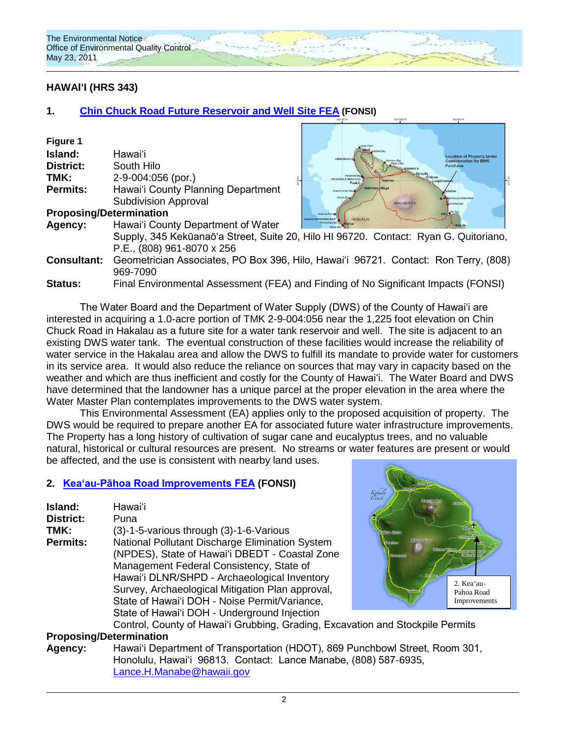## HAWAIʻI (HRS 343)

### 1. Chin Chuck Road Future Reservoir and Well Site FEA (FONSI)

**Figure 1**

**Island:** Hawaiʻi
**District:** South Hilo
**TMK:** 2-9-004:056 (por.)
**Permits:** Hawaiʻi County Planning Department Subdivision Approval

**Proposing/Determination**
**Agency:** Hawaiʻi County Department of Water Supply, 345 Kekūanaōʻa Street, Suite 20, Hilo HI 96720. Contact: Ryan G. Quitoriano, P.E., (808) 961-8070 x 256
**Consultant:** Geometrician Associates, PO Box 396, Hilo, Hawaiʻi 96721. Contact: Ron Terry, (808) 969-7090
**Status:** Final Environmental Assessment (FEA) and Finding of No Significant Impacts (FONSI)

The Water Board and the Department of Water Supply (DWS) of the County of Hawaiʻi are interested in acquiring a 1.0-acre portion of TMK 2-9-004:056 near the 1,225 foot elevation on Chin Chuck Road in Hakalau as a future site for a water tank reservoir and well. The site is adjacent to an existing DWS water tank. The eventual construction of these facilities would increase the reliability of water service in the Hakalau area and allow the DWS to fulfill its mandate to provide water for customers in its service area. It would also reduce the reliance on sources that may vary in capacity based on the weather and which are thus inefficient and costly for the County of Hawaiʻi. The Water Board and DWS have determined that the landowner has a unique parcel at the proper elevation in the area where the Water Master Plan contemplates improvements to the DWS water system.

This Environmental Assessment (EA) applies only to the proposed acquisition of property. The DWS would be required to prepare another EA for associated future water infrastructure improvements. The Property has a long history of cultivation of sugar cane and eucalyptus trees, and no valuable natural, historical or cultural resources are present. No streams or water features are present or would be affected, and the use is consistent with nearby land uses.

### 2. Keaʻau-Pāhoa Road Improvements FEA (FONSI)

**Island:** Hawaiʻi
**District:** Puna
**TMK:** (3)-1-5-various through (3)-1-6-Various
**Permits:** National Pollutant Discharge Elimination System (NPDES), State of Hawaiʻi DBEDT - Coastal Zone Management Federal Consistency, State of Hawaiʻi DLNR/SHPD - Archaeological Inventory Survey, Archaeological Mitigation Plan approval, State of Hawaiʻi DOH - Noise Permit/Variance, State of Hawaiʻi DOH - Underground Injection Control, County of Hawaiʻi Grubbing, Grading, Excavation and Stockpile Permits

**Proposing/Determination**
**Agency:** Hawaiʻi Department of Transportation (HDOT), 869 Punchbowl Street, Room 301, Honolulu, Hawaiʻi 96813. Contact: Lance Manabe, (808) 587-6935, Lance.H.Manabe@hawaii.gov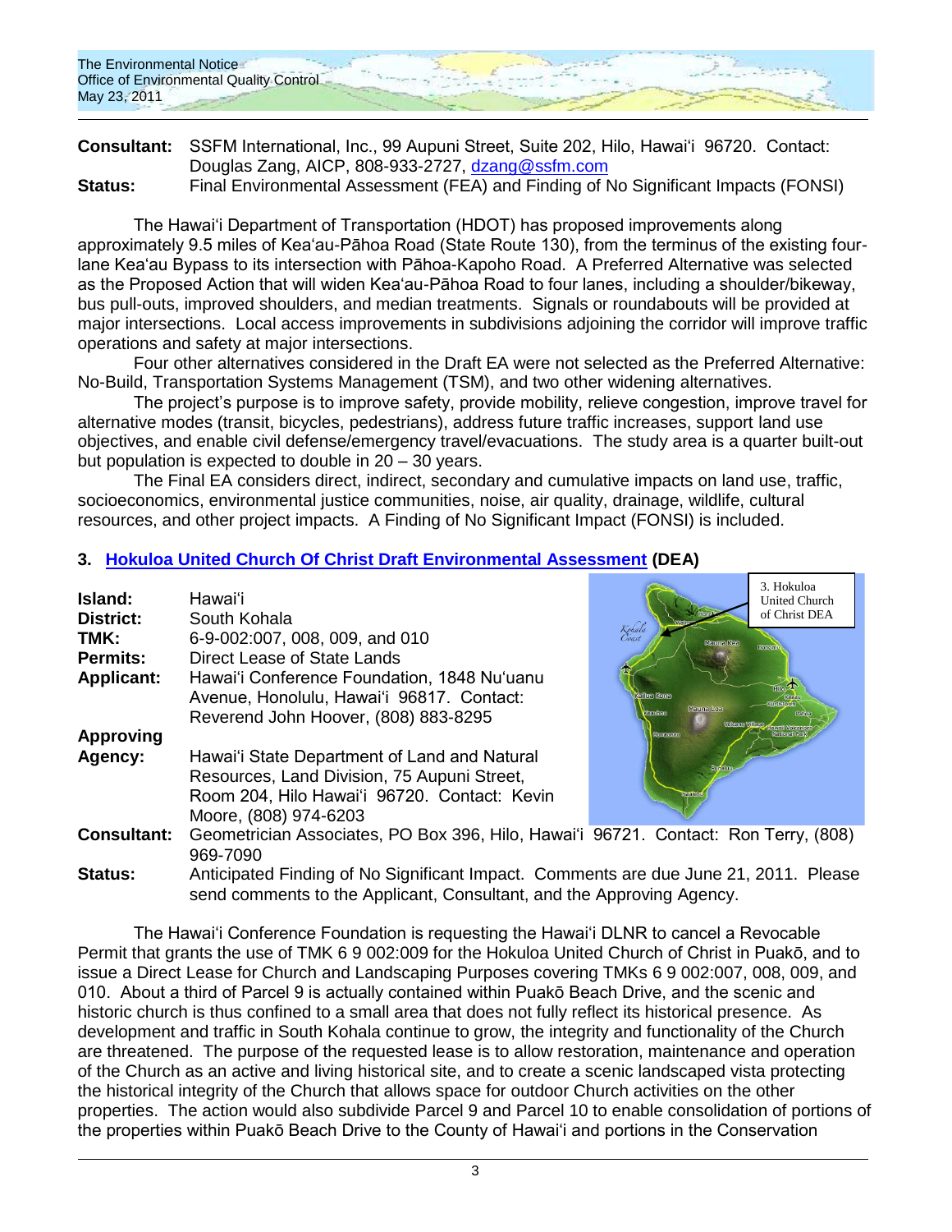**Consultant:** SSFM International, Inc., 99 Aupuni Street, Suite 202, Hilo, Hawaiʻi 96720. Contact: Douglas Zang, AICP, 808-933-2727, dzang@ssfm.com

**Status:** Final Environmental Assessment (FEA) and Finding of No Significant Impacts (FONSI)

The Hawaiʻi Department of Transportation (HDOT) has proposed improvements along approximately 9.5 miles of Keaʻau-Pāhoa Road (State Route 130), from the terminus of the existing four-lane Keaʻau Bypass to its intersection with Pāhoa-Kapoho Road. A Preferred Alternative was selected as the Proposed Action that will widen Keaʻau-Pāhoa Road to four lanes, including a shoulder/bikeway, bus pull-outs, improved shoulders, and median treatments. Signals or roundabouts will be provided at major intersections. Local access improvements in subdivisions adjoining the corridor will improve traffic operations and safety at major intersections.

Four other alternatives considered in the Draft EA were not selected as the Preferred Alternative: No-Build, Transportation Systems Management (TSM), and two other widening alternatives.

The project's purpose is to improve safety, provide mobility, relieve congestion, improve travel for alternative modes (transit, bicycles, pedestrians), address future traffic increases, support land use objectives, and enable civil defense/emergency travel/evacuations. The study area is a quarter built-out but population is expected to double in 20 – 30 years.

The Final EA considers direct, indirect, secondary and cumulative impacts on land use, traffic, socioeconomics, environmental justice communities, noise, air quality, drainage, wildlife, cultural resources, and other project impacts. A Finding of No Significant Impact (FONSI) is included.

## 3. Hokuloa United Church Of Christ Draft Environmental Assessment (DEA)

**Island:** Hawaiʻi

**District:** South Kohala

**TMK:** 6-9-002:007, 008, 009, and 010

**Permits:** Direct Lease of State Lands

**Applicant:** Hawaiʻi Conference Foundation, 1848 Nuʻuanu Avenue, Honolulu, Hawaiʻi 96817. Contact: Reverend John Hoover, (808) 883-8295

**Approving Agency:** Hawaiʻi State Department of Land and Natural Resources, Land Division, 75 Aupuni Street, Room 204, Hilo Hawaiʻi 96720. Contact: Kevin Moore, (808) 974-6203

**Consultant:** Geometrician Associates, PO Box 396, Hilo, Hawaiʻi 96721. Contact: Ron Terry, (808) 969-7090

**Status:** Anticipated Finding of No Significant Impact. Comments are due June 21, 2011. Please send comments to the Applicant, Consultant, and the Approving Agency.

3. Hokuloa United Church of Christ DEA

The Hawaiʻi Conference Foundation is requesting the Hawaiʻi DLNR to cancel a Revocable Permit that grants the use of TMK 6 9 002:009 for the Hokuloa United Church of Christ in Puakō, and to issue a Direct Lease for Church and Landscaping Purposes covering TMKs 6 9 002:007, 008, 009, and 010. About a third of Parcel 9 is actually contained within Puakō Beach Drive, and the scenic and historic church is thus confined to a small area that does not fully reflect its historical presence. As development and traffic in South Kohala continue to grow, the integrity and functionality of the Church are threatened. The purpose of the requested lease is to allow restoration, maintenance and operation of the Church as an active and living historical site, and to create a scenic landscaped vista protecting the historical integrity of the Church that allows space for outdoor Church activities on the other properties. The action would also subdivide Parcel 9 and Parcel 10 to enable consolidation of portions of the properties within Puakō Beach Drive to the County of Hawaiʻi and portions in the Conservation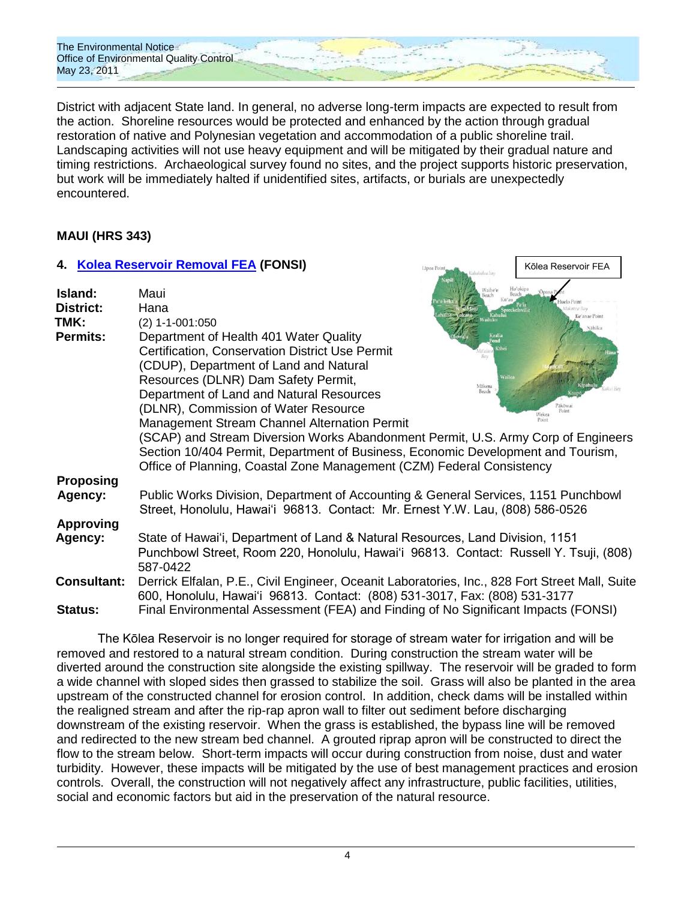District with adjacent State land. In general, no adverse long-term impacts are expected to result from the action. Shoreline resources would be protected and enhanced by the action through gradual restoration of native and Polynesian vegetation and accommodation of a public shoreline trail. Landscaping activities will not use heavy equipment and will be mitigated by their gradual nature and timing restrictions. Archaeological survey found no sites, and the project supports historic preservation, but work will be immediately halted if unidentified sites, artifacts, or burials are unexpectedly encountered.

## MAUI (HRS 343)

### 4. Kolea Reservoir Removal FEA (FONSI)

Kōlea Reservoir FEA

| | |
|---|---|
| **Island:** | Maui |
| **District:** | Hana |
| **TMK:** | (2) 1-1-001:050 |
| **Permits:** | Department of Health 401 Water Quality Certification, Conservation District Use Permit (CDUP), Department of Land and Natural Resources (DLNR) Dam Safety Permit, Department of Land and Natural Resources (DLNR), Commission of Water Resource Management Stream Channel Alternation Permit (SCAP) and Stream Diversion Works Abandonment Permit, U.S. Army Corp of Engineers Section 10/404 Permit, Department of Business, Economic Development and Tourism, Office of Planning, Coastal Zone Management (CZM) Federal Consistency |
| **Proposing Agency:** | Public Works Division, Department of Accounting & General Services, 1151 Punchbowl Street, Honolulu, Hawai'i 96813. Contact: Mr. Ernest Y.W. Lau, (808) 586-0526 |
| **Approving Agency:** | State of Hawai'i, Department of Land & Natural Resources, Land Division, 1151 Punchbowl Street, Room 220, Honolulu, Hawai'i 96813. Contact: Russell Y. Tsuji, (808) 587-0422 |
| **Consultant:** | Derrick Elfalan, P.E., Civil Engineer, Oceanit Laboratories, Inc., 828 Fort Street Mall, Suite 600, Honolulu, Hawai'i 96813. Contact: (808) 531-3017, Fax: (808) 531-3177 |
| **Status:** | Final Environmental Assessment (FEA) and Finding of No Significant Impacts (FONSI) |

The Kōlea Reservoir is no longer required for storage of stream water for irrigation and will be removed and restored to a natural stream condition. During construction the stream water will be diverted around the construction site alongside the existing spillway. The reservoir will be graded to form a wide channel with sloped sides then grassed to stabilize the soil. Grass will also be planted in the area upstream of the constructed channel for erosion control. In addition, check dams will be installed within the realigned stream and after the rip-rap apron wall to filter out sediment before discharging downstream of the existing reservoir. When the grass is established, the bypass line will be removed and redirected to the new stream bed channel. A grouted riprap apron will be constructed to direct the flow to the stream below. Short-term impacts will occur during construction from noise, dust and water turbidity. However, these impacts will be mitigated by the use of best management practices and erosion controls. Overall, the construction will not negatively affect any infrastructure, public facilities, utilities, social and economic factors but aid in the preservation of the natural resource.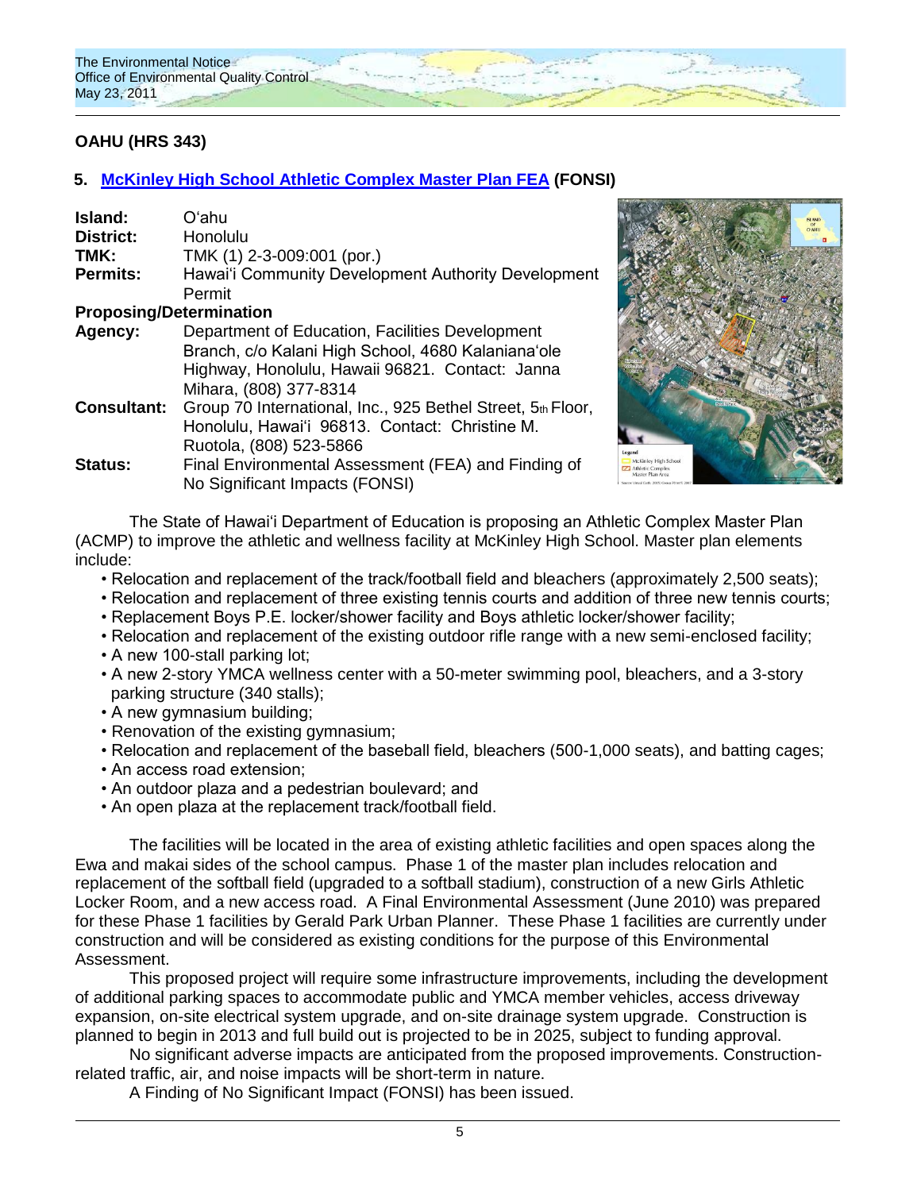## OAHU (HRS 343)

### 5. McKinley High School Athletic Complex Master Plan FEA (FONSI)

**Island:** O'ahu
**District:** Honolulu
**TMK:** TMK (1) 2-3-009:001 (por.)
**Permits:** Hawai'i Community Development Authority Development Permit

**Proposing/Determination**

**Agency:** Department of Education, Facilities Development Branch, c/o Kalani High School, 4680 Kalaniana'ole Highway, Honolulu, Hawaii 96821. Contact: Janna Mihara, (808) 377-8314

**Consultant:** Group 70 International, Inc., 925 Bethel Street, 5th Floor, Honolulu, Hawai'i 96813. Contact: Christine M. Ruotola, (808) 523-5866

**Status:** Final Environmental Assessment (FEA) and Finding of No Significant Impacts (FONSI)

The State of Hawai'i Department of Education is proposing an Athletic Complex Master Plan (ACMP) to improve the athletic and wellness facility at McKinley High School. Master plan elements include:

- Relocation and replacement of the track/football field and bleachers (approximately 2,500 seats);
- Relocation and replacement of three existing tennis courts and addition of three new tennis courts;
- Replacement Boys P.E. locker/shower facility and Boys athletic locker/shower facility;
- Relocation and replacement of the existing outdoor rifle range with a new semi-enclosed facility;
- A new 100-stall parking lot;
- A new 2-story YMCA wellness center with a 50-meter swimming pool, bleachers, and a 3-story parking structure (340 stalls);
- A new gymnasium building;
- Renovation of the existing gymnasium;
- Relocation and replacement of the baseball field, bleachers (500-1,000 seats), and batting cages;
- An access road extension;
- An outdoor plaza and a pedestrian boulevard; and
- An open plaza at the replacement track/football field.

The facilities will be located in the area of existing athletic facilities and open spaces along the Ewa and makai sides of the school campus. Phase 1 of the master plan includes relocation and replacement of the softball field (upgraded to a softball stadium), construction of a new Girls Athletic Locker Room, and a new access road. A Final Environmental Assessment (June 2010) was prepared for these Phase 1 facilities by Gerald Park Urban Planner. These Phase 1 facilities are currently under construction and will be considered as existing conditions for the purpose of this Environmental Assessment.

This proposed project will require some infrastructure improvements, including the development of additional parking spaces to accommodate public and YMCA member vehicles, access driveway expansion, on-site electrical system upgrade, and on-site drainage system upgrade. Construction is planned to begin in 2013 and full build out is projected to be in 2025, subject to funding approval.

No significant adverse impacts are anticipated from the proposed improvements. Construction-related traffic, air, and noise impacts will be short-term in nature.

A Finding of No Significant Impact (FONSI) has been issued.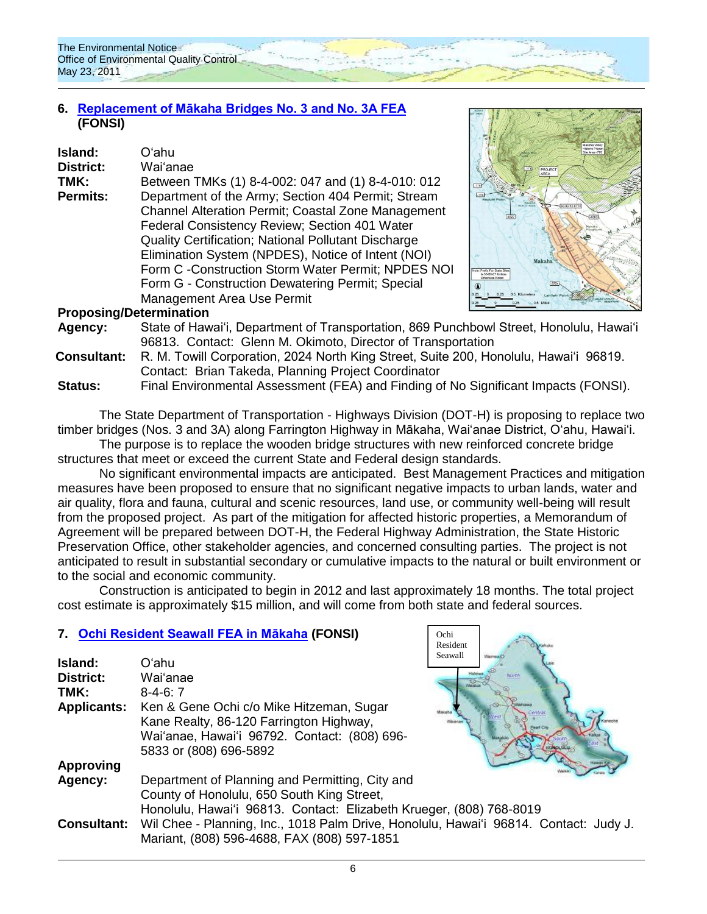## 6. Replacement of Mākaha Bridges No. 3 and No. 3A FEA (FONSI)

**Island:** Oʻahu
**District:** Waiʻanae
**TMK:** Between TMKs (1) 8-4-002: 047 and (1) 8-4-010: 012
**Permits:** Department of the Army; Section 404 Permit; Stream Channel Alteration Permit; Coastal Zone Management Federal Consistency Review; Section 401 Water Quality Certification; National Pollutant Discharge Elimination System (NPDES), Notice of Intent (NOI) Form C -Construction Storm Water Permit; NPDES NOI Form G - Construction Dewatering Permit; Special Management Area Use Permit

**Proposing/Determination**
**Agency:** State of Hawaiʻi, Department of Transportation, 869 Punchbowl Street, Honolulu, Hawaiʻi 96813. Contact: Glenn M. Okimoto, Director of Transportation
**Consultant:** R. M. Towill Corporation, 2024 North King Street, Suite 200, Honolulu, Hawaiʻi 96819. Contact: Brian Takeda, Planning Project Coordinator
**Status:** Final Environmental Assessment (FEA) and Finding of No Significant Impacts (FONSI).

The State Department of Transportation - Highways Division (DOT-H) is proposing to replace two timber bridges (Nos. 3 and 3A) along Farrington Highway in Mākaha, Waiʻanae District, Oʻahu, Hawaiʻi.

The purpose is to replace the wooden bridge structures with new reinforced concrete bridge structures that meet or exceed the current State and Federal design standards.

No significant environmental impacts are anticipated. Best Management Practices and mitigation measures have been proposed to ensure that no significant negative impacts to urban lands, water and air quality, flora and fauna, cultural and scenic resources, land use, or community well-being will result from the proposed project. As part of the mitigation for affected historic properties, a Memorandum of Agreement will be prepared between DOT-H, the Federal Highway Administration, the State Historic Preservation Office, other stakeholder agencies, and concerned consulting parties. The project is not anticipated to result in substantial secondary or cumulative impacts to the natural or built environment or to the social and economic community.

Construction is anticipated to begin in 2012 and last approximately 18 months. The total project cost estimate is approximately $15 million, and will come from both state and federal sources.

## 7. Ochi Resident Seawall FEA in Mākaha (FONSI)

**Island:** Oʻahu
**District:** Waiʻanae
**TMK:** 8-4-6: 7
**Applicants:** Ken & Gene Ochi c/o Mike Hitzeman, Sugar Kane Realty, 86-120 Farrington Highway, Waiʻanae, Hawaiʻi 96792. Contact: (808) 696-5833 or (808) 696-5892

**Approving Agency:** Department of Planning and Permitting, City and County of Honolulu, 650 South King Street, Honolulu, Hawaiʻi 96813. Contact: Elizabeth Krueger, (808) 768-8019
**Consultant:** Wil Chee - Planning, Inc., 1018 Palm Drive, Honolulu, Hawaiʻi 96814. Contact: Judy J. Mariant, (808) 596-4688, FAX (808) 597-1851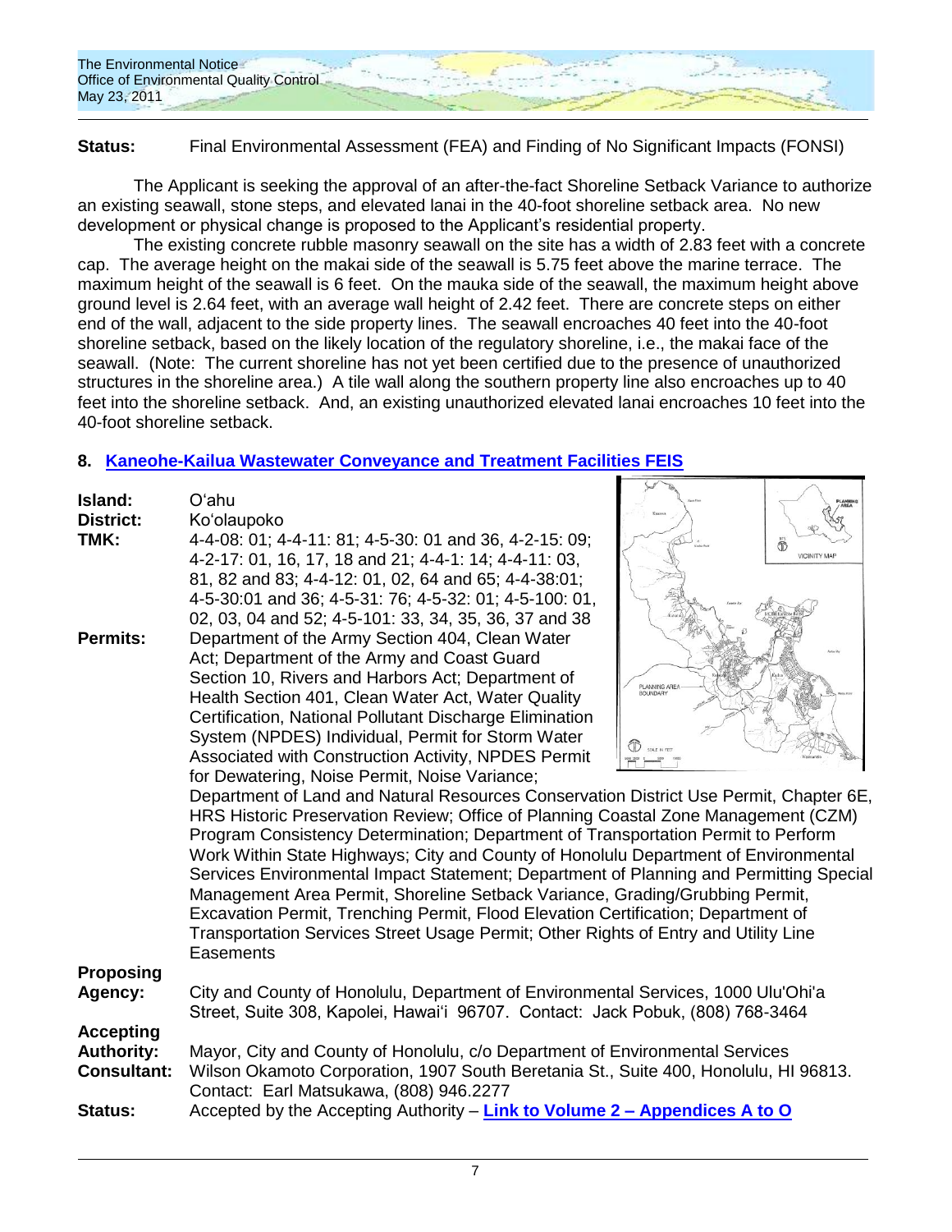**Status:** Final Environmental Assessment (FEA) and Finding of No Significant Impacts (FONSI)

The Applicant is seeking the approval of an after-the-fact Shoreline Setback Variance to authorize an existing seawall, stone steps, and elevated lanai in the 40-foot shoreline setback area. No new development or physical change is proposed to the Applicant's residential property.

The existing concrete rubble masonry seawall on the site has a width of 2.83 feet with a concrete cap. The average height on the makai side of the seawall is 5.75 feet above the marine terrace. The maximum height of the seawall is 6 feet. On the mauka side of the seawall, the maximum height above ground level is 2.64 feet, with an average wall height of 2.42 feet. There are concrete steps on either end of the wall, adjacent to the side property lines. The seawall encroaches 40 feet into the 40-foot shoreline setback, based on the likely location of the regulatory shoreline, i.e., the makai face of the seawall. (Note: The current shoreline has not yet been certified due to the presence of unauthorized structures in the shoreline area.) A tile wall along the southern property line also encroaches up to 40 feet into the shoreline setback. And, an existing unauthorized elevated lanai encroaches 10 feet into the 40-foot shoreline setback.

## 8. Kaneohe-Kailua Wastewater Conveyance and Treatment Facilities FEIS

**Island:** O'ahu

**District:** Ko'olaupoko

**TMK:** 4-4-08: 01; 4-4-11: 81; 4-5-30: 01 and 36, 4-2-15: 09; 4-2-17: 01, 16, 17, 18 and 21; 4-4-1: 14; 4-4-11: 03, 81, 82 and 83; 4-4-12: 01, 02, 64 and 65; 4-4-38:01; 4-5-30:01 and 36; 4-5-31: 76; 4-5-32: 01; 4-5-100: 01, 02, 03, 04 and 52; 4-5-101: 33, 34, 35, 36, 37 and 38

**Permits:** Department of the Army Section 404, Clean Water Act; Department of the Army and Coast Guard Section 10, Rivers and Harbors Act; Department of Health Section 401, Clean Water Act, Water Quality Certification, National Pollutant Discharge Elimination System (NPDES) Individual, Permit for Storm Water Associated with Construction Activity, NPDES Permit for Dewatering, Noise Permit, Noise Variance; Department of Land and Natural Resources Conservation District Use Permit, Chapter 6E, HRS Historic Preservation Review; Office of Planning Coastal Zone Management (CZM) Program Consistency Determination; Department of Transportation Permit to Perform Work Within State Highways; City and County of Honolulu Department of Environmental Services Environmental Impact Statement; Department of Planning and Permitting Special Management Area Permit, Shoreline Setback Variance, Grading/Grubbing Permit, Excavation Permit, Trenching Permit, Flood Elevation Certification; Department of Transportation Services Street Usage Permit; Other Rights of Entry and Utility Line Easements

**Proposing Agency:** City and County of Honolulu, Department of Environmental Services, 1000 Ulu'Ohi'a Street, Suite 308, Kapolei, Hawai'i 96707. Contact: Jack Pobuk, (808) 768-3464

**Accepting Authority:** Mayor, City and County of Honolulu, c/o Department of Environmental Services

**Consultant:** Wilson Okamoto Corporation, 1907 South Beretania St., Suite 400, Honolulu, HI 96813. Contact: Earl Matsukawa, (808) 946.2277

**Status:** Accepted by the Accepting Authority – Link to Volume 2 – Appendices A to O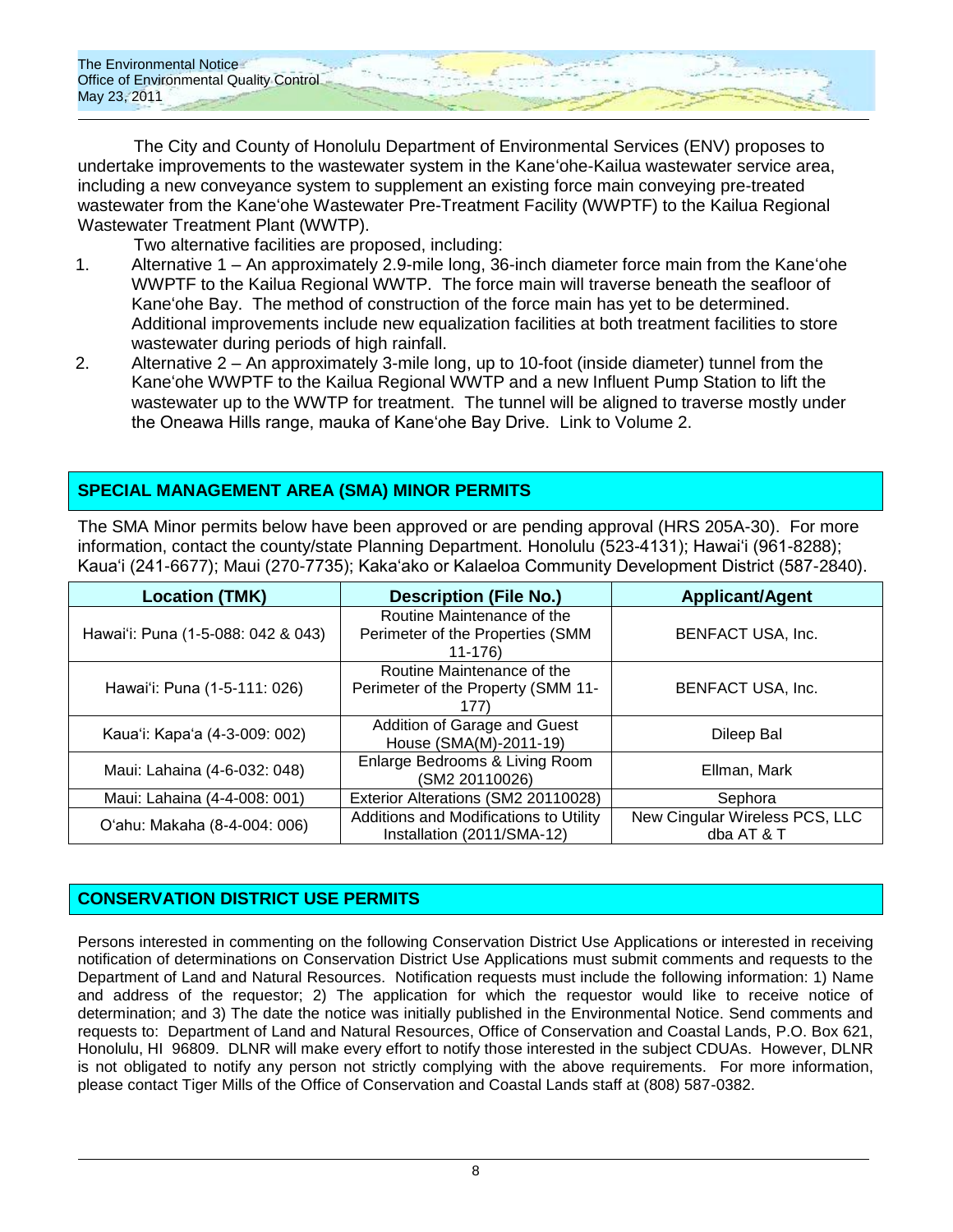The City and County of Honolulu Department of Environmental Services (ENV) proposes to undertake improvements to the wastewater system in the Kane'ohe-Kailua wastewater service area, including a new conveyance system to supplement an existing force main conveying pre-treated wastewater from the Kane'ohe Wastewater Pre-Treatment Facility (WWPTF) to the Kailua Regional Wastewater Treatment Plant (WWTP).

Two alternative facilities are proposed, including:

1. Alternative 1 – An approximately 2.9-mile long, 36-inch diameter force main from the Kane'ohe WWPTF to the Kailua Regional WWTP. The force main will traverse beneath the seafloor of Kane'ohe Bay. The method of construction of the force main has yet to be determined. Additional improvements include new equalization facilities at both treatment facilities to store wastewater during periods of high rainfall.
2. Alternative 2 – An approximately 3-mile long, up to 10-foot (inside diameter) tunnel from the Kane'ohe WWPTF to the Kailua Regional WWTP and a new Influent Pump Station to lift the wastewater up to the WWTP for treatment. The tunnel will be aligned to traverse mostly under the Oneawa Hills range, mauka of Kane'ohe Bay Drive. Link to Volume 2.

## SPECIAL MANAGEMENT AREA (SMA) MINOR PERMITS

The SMA Minor permits below have been approved or are pending approval (HRS 205A-30). For more information, contact the county/state Planning Department. Honolulu (523-4131); Hawai'i (961-8288); Kaua'i (241-6677); Maui (270-7735); Kaka'ako or Kalaeloa Community Development District (587-2840).

| Location (TMK) | Description (File No.) | Applicant/Agent |
|---|---|---|
| Hawai'i: Puna (1-5-088: 042 & 043) | Routine Maintenance of the Perimeter of the Properties (SMM 11-176) | BENFACT USA, Inc. |
| Hawai'i: Puna (1-5-111: 026) | Routine Maintenance of the Perimeter of the Property (SMM 11-177) | BENFACT USA, Inc. |
| Kaua'i: Kapa'a (4-3-009: 002) | Addition of Garage and Guest House (SMA(M)-2011-19) | Dileep Bal |
| Maui: Lahaina (4-6-032: 048) | Enlarge Bedrooms & Living Room (SM2 20110026) | Ellman, Mark |
| Maui: Lahaina (4-4-008: 001) | Exterior Alterations (SM2 20110028) | Sephora |
| O'ahu: Makaha (8-4-004: 006) | Additions and Modifications to Utility Installation (2011/SMA-12) | New Cingular Wireless PCS, LLC dba AT & T |

## CONSERVATION DISTRICT USE PERMITS

Persons interested in commenting on the following Conservation District Use Applications or interested in receiving notification of determinations on Conservation District Use Applications must submit comments and requests to the Department of Land and Natural Resources. Notification requests must include the following information: 1) Name and address of the requestor; 2) The application for which the requestor would like to receive notice of determination; and 3) The date the notice was initially published in the Environmental Notice. Send comments and requests to: Department of Land and Natural Resources, Office of Conservation and Coastal Lands, P.O. Box 621, Honolulu, HI 96809. DLNR will make every effort to notify those interested in the subject CDUAs. However, DLNR is not obligated to notify any person not strictly complying with the above requirements. For more information, please contact Tiger Mills of the Office of Conservation and Coastal Lands staff at (808) 587-0382.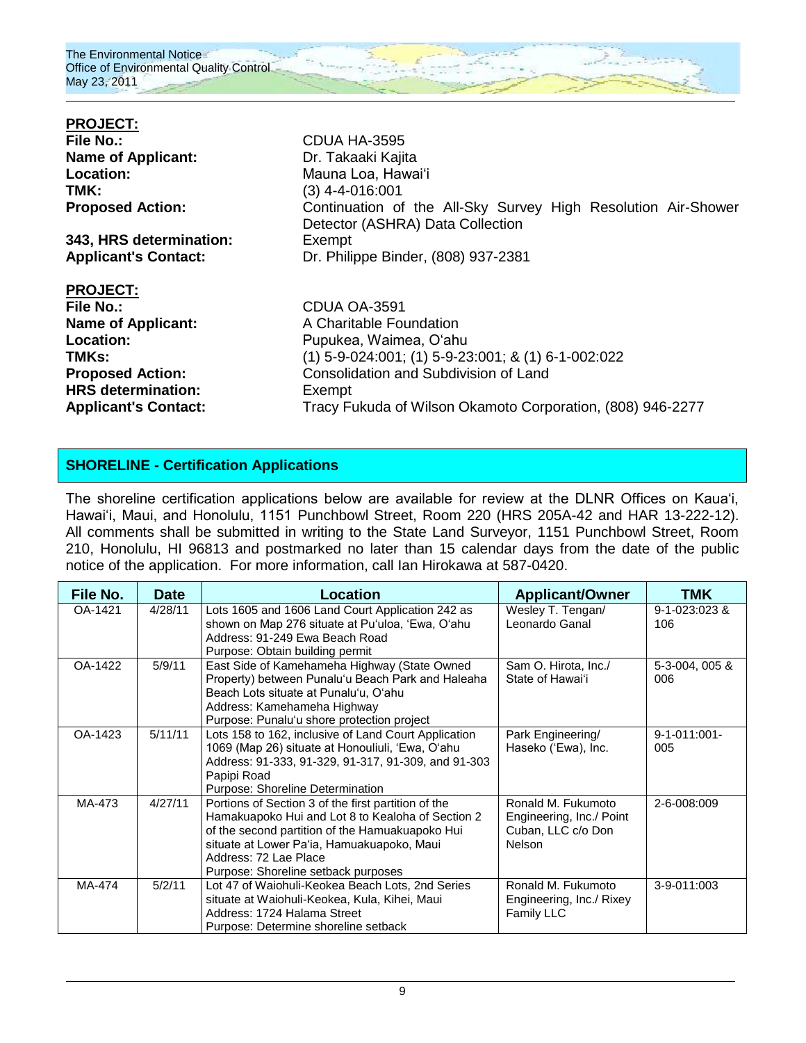**PROJECT:**

**File No.:** CDUA HA-3595
**Name of Applicant:** Dr. Takaaki Kajita
**Location:** Mauna Loa, Hawai'i
**TMK:** (3) 4-4-016:001
**Proposed Action:** Continuation of the All-Sky Survey High Resolution Air-Shower Detector (ASHRA) Data Collection
**343, HRS determination:** Exempt
**Applicant's Contact:** Dr. Philippe Binder, (808) 937-2381

**PROJECT:**

**File No.:** CDUA OA-3591
**Name of Applicant:** A Charitable Foundation
**Location:** Pupukea, Waimea, O'ahu
**TMKs:** (1) 5-9-024:001; (1) 5-9-23:001; & (1) 6-1-002:022
**Proposed Action:** Consolidation and Subdivision of Land
**HRS determination:** Exempt
**Applicant's Contact:** Tracy Fukuda of Wilson Okamoto Corporation, (808) 946-2277

## SHORELINE - Certification Applications

The shoreline certification applications below are available for review at the DLNR Offices on Kaua'i, Hawai'i, Maui, and Honolulu, 1151 Punchbowl Street, Room 220 (HRS 205A-42 and HAR 13-222-12). All comments shall be submitted in writing to the State Land Surveyor, 1151 Punchbowl Street, Room 210, Honolulu, HI 96813 and postmarked no later than 15 calendar days from the date of the public notice of the application. For more information, call Ian Hirokawa at 587-0420.

| File No. | Date | Location | Applicant/Owner | TMK |
|---|---|---|---|---|
| OA-1421 | 4/28/11 | Lots 1605 and 1606 Land Court Application 242 as shown on Map 276 situate at Pu'uloa, 'Ewa, O'ahu<br>Address: 91-249 Ewa Beach Road<br>Purpose: Obtain building permit | Wesley T. Tengan/ Leonardo Ganal | 9-1-023:023 & 106 |
| OA-1422 | 5/9/11 | East Side of Kamehameha Highway (State Owned Property) between Punalu'u Beach Park and Haleaha Beach Lots situate at Punalu'u, O'ahu<br>Address: Kamehameha Highway<br>Purpose: Punalu'u shore protection project | Sam O. Hirota, Inc./ State of Hawai'i | 5-3-004, 005 & 006 |
| OA-1423 | 5/11/11 | Lots 158 to 162, inclusive of Land Court Application 1069 (Map 26) situate at Honouliuli, 'Ewa, O'ahu<br>Address: 91-333, 91-329, 91-317, 91-309, and 91-303 Papipi Road<br>Purpose: Shoreline Determination | Park Engineering/ Haseko ('Ewa), Inc. | 9-1-011:001-005 |
| MA-473 | 4/27/11 | Portions of Section 3 of the first partition of the Hamakuapoko Hui and Lot 8 to Kealoha of Section 2 of the second partition of the Hamuakuapoko Hui situate at Lower Pa'ia, Hamuakuapoko, Maui<br>Address: 72 Lae Place<br>Purpose: Shoreline setback purposes | Ronald M. Fukumoto Engineering, Inc./ Point Cuban, LLC c/o Don Nelson | 2-6-008:009 |
| MA-474 | 5/2/11 | Lot 47 of Waiohuli-Keokea Beach Lots, 2nd Series situate at Waiohuli-Keokea, Kula, Kihei, Maui<br>Address: 1724 Halama Street<br>Purpose: Determine shoreline setback | Ronald M. Fukumoto Engineering, Inc./ Rixey Family LLC | 3-9-011:003 |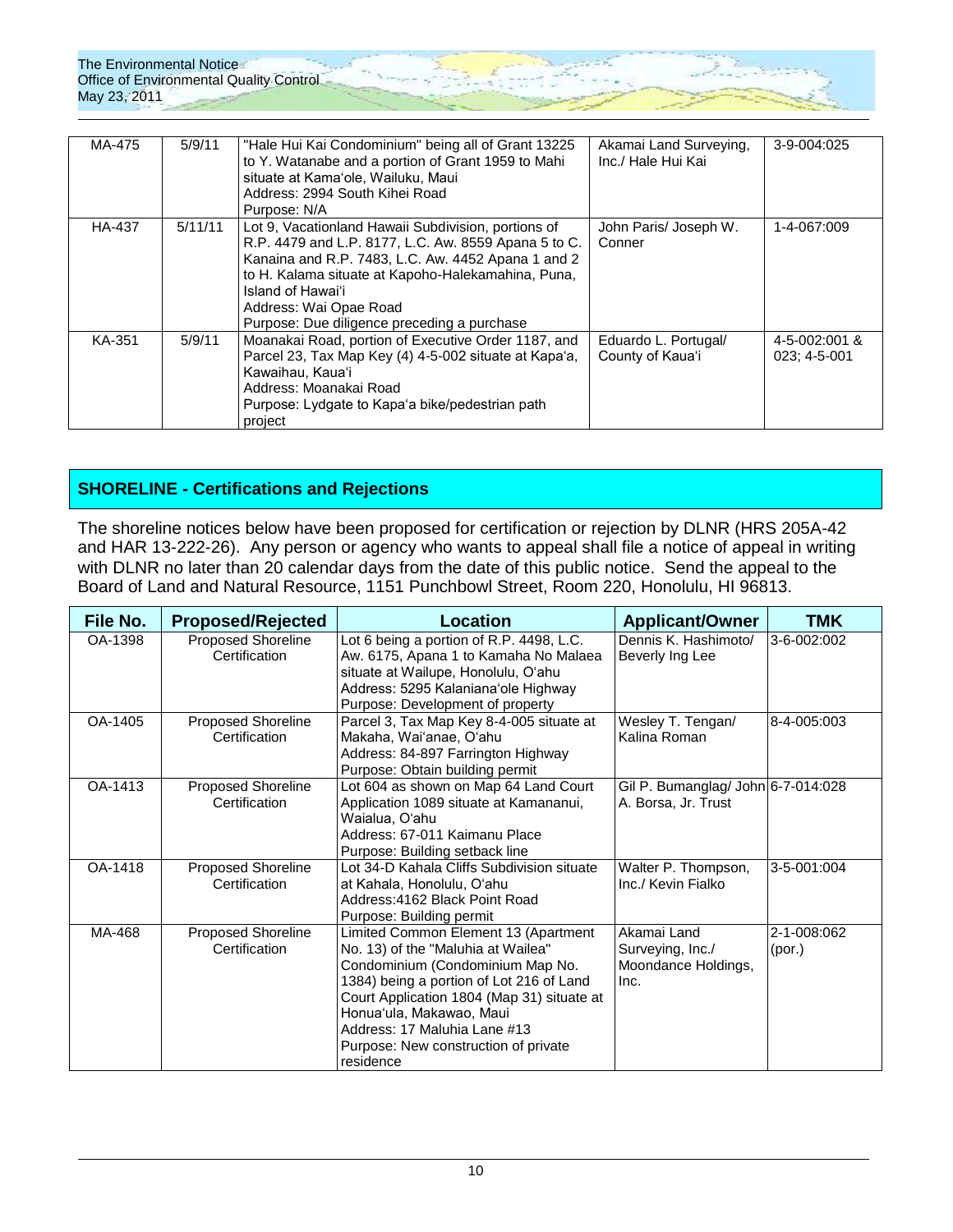| | | | | |
|---|---|---|---|---|
| MA-475 | 5/9/11 | "Hale Hui Kai Condominium" being all of Grant 13225 to Y. Watanabe and a portion of Grant 1959 to Mahi situate at Kama'ole, Wailuku, Maui<br>Address: 2994 South Kihei Road<br>Purpose: N/A | Akamai Land Surveying, Inc./ Hale Hui Kai | 3-9-004:025 |
| HA-437 | 5/11/11 | Lot 9, Vacationland Hawaii Subdivision, portions of R.P. 4479 and L.P. 8177, L.C. Aw. 8559 Apana 5 to C. Kanaina and R.P. 7483, L.C. Aw. 4452 Apana 1 and 2 to H. Kalama situate at Kapoho-Halekamahina, Puna, Island of Hawai'i<br>Address: Wai Opae Road<br>Purpose: Due diligence preceding a purchase | John Paris/ Joseph W. Conner | 1-4-067:009 |
| KA-351 | 5/9/11 | Moanakai Road, portion of Executive Order 1187, and Parcel 23, Tax Map Key (4) 4-5-002 situate at Kapa'a, Kawaihau, Kaua'i<br>Address: Moanakai Road<br>Purpose: Lydgate to Kapa'a bike/pedestrian path project | Eduardo L. Portugal/ County of Kaua'i | 4-5-002:001 & 023; 4-5-001 |

## SHORELINE - Certifications and Rejections

The shoreline notices below have been proposed for certification or rejection by DLNR (HRS 205A-42 and HAR 13-222-26). Any person or agency who wants to appeal shall file a notice of appeal in writing with DLNR no later than 20 calendar days from the date of this public notice. Send the appeal to the Board of Land and Natural Resource, 1151 Punchbowl Street, Room 220, Honolulu, HI 96813.

| File No. | Proposed/Rejected | Location | Applicant/Owner | TMK |
|---|---|---|---|---|
| OA-1398 | Proposed Shoreline Certification | Lot 6 being a portion of R.P. 4498, L.C. Aw. 6175, Apana 1 to Kamaha No Malaea situate at Wailupe, Honolulu, O'ahu<br>Address: 5295 Kalaniana'ole Highway<br>Purpose: Development of property | Dennis K. Hashimoto/ Beverly Ing Lee | 3-6-002:002 |
| OA-1405 | Proposed Shoreline Certification | Parcel 3, Tax Map Key 8-4-005 situate at Makaha, Wai'anae, O'ahu<br>Address: 84-897 Farrington Highway<br>Purpose: Obtain building permit | Wesley T. Tengan/ Kalina Roman | 8-4-005:003 |
| OA-1413 | Proposed Shoreline Certification | Lot 604 as shown on Map 64 Land Court Application 1089 situate at Kamananui, Waialua, O'ahu<br>Address: 67-011 Kaimanu Place<br>Purpose: Building setback line | Gil P. Bumanglag/ John A. Borsa, Jr. Trust | 6-7-014:028 |
| OA-1418 | Proposed Shoreline Certification | Lot 34-D Kahala Cliffs Subdivision situate at Kahala, Honolulu, O'ahu<br>Address:4162 Black Point Road<br>Purpose: Building permit | Walter P. Thompson, Inc./ Kevin Fialko | 3-5-001:004 |
| MA-468 | Proposed Shoreline Certification | Limited Common Element 13 (Apartment No. 13) of the "Maluhia at Wailea" Condominium (Condominium Map No. 1384) being a portion of Lot 216 of Land Court Application 1804 (Map 31) situate at Honua'ula, Makawao, Maui<br>Address: 17 Maluhia Lane #13<br>Purpose: New construction of private residence | Akamai Land Surveying, Inc./ Moondance Holdings, Inc. | 2-1-008:062 (por.) |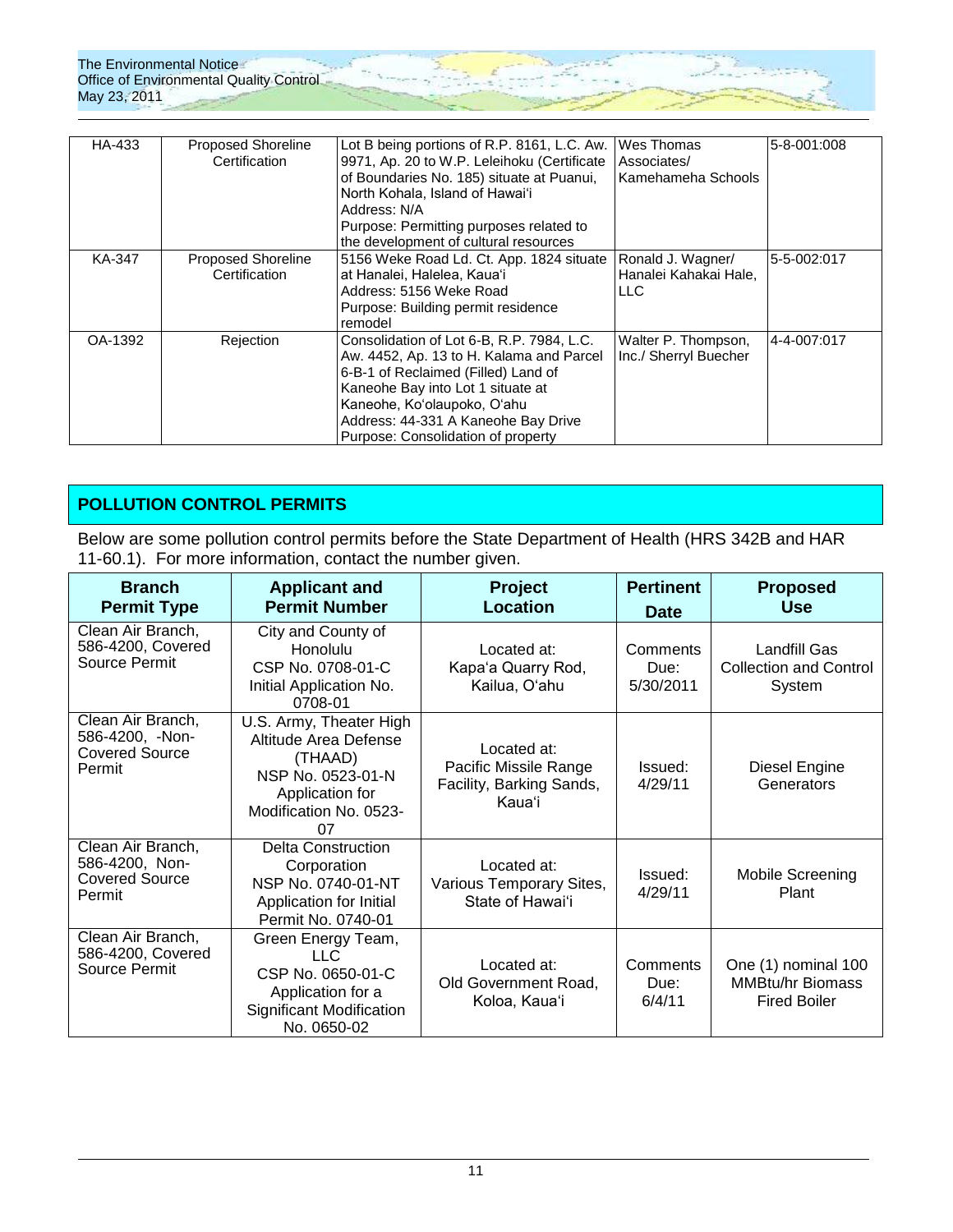| | | | | |
|---|---|---|---|---|
| HA-433 | Proposed Shoreline Certification | Lot B being portions of R.P. 8161, L.C. Aw. 9971, Ap. 20 to W.P. Leleihoku (Certificate of Boundaries No. 185) situate at Puanui, North Kohala, Island of Hawai'i<br>Address: N/A<br>Purpose: Permitting purposes related to the development of cultural resources | Wes Thomas Associates/ Kamehameha Schools | 5-8-001:008 |
| KA-347 | Proposed Shoreline Certification | 5156 Weke Road Ld. Ct. App. 1824 situate at Hanalei, Halelea, Kaua'i<br>Address: 5156 Weke Road<br>Purpose: Building permit residence remodel | Ronald J. Wagner/ Hanalei Kahakai Hale, LLC | 5-5-002:017 |
| OA-1392 | Rejection | Consolidation of Lot 6-B, R.P. 7984, L.C. Aw. 4452, Ap. 13 to H. Kalama and Parcel 6-B-1 of Reclaimed (Filled) Land of Kaneohe Bay into Lot 1 situate at Kaneohe, Ko'olaupoko, O'ahu<br>Address: 44-331 A Kaneohe Bay Drive<br>Purpose: Consolidation of property | Walter P. Thompson, Inc./ Sherryl Buecher | 4-4-007:017 |

## POLLUTION CONTROL PERMITS

Below are some pollution control permits before the State Department of Health (HRS 342B and HAR 11-60.1). For more information, contact the number given.

| Branch Permit Type | Applicant and Permit Number | Project Location | Pertinent Date | Proposed Use |
|---|---|---|---|---|
| Clean Air Branch, 586-4200, Covered Source Permit | City and County of Honolulu<br>CSP No. 0708-01-C<br>Initial Application No. 0708-01 | Located at:<br>Kapa'a Quarry Rod, Kailua, O'ahu | Comments Due: 5/30/2011 | Landfill Gas Collection and Control System |
| Clean Air Branch, 586-4200, -Non-Covered Source Permit | U.S. Army, Theater High Altitude Area Defense (THAAD)<br>NSP No. 0523-01-N<br>Application for Modification No. 0523-07 | Located at:<br>Pacific Missile Range Facility, Barking Sands, Kaua'i | Issued: 4/29/11 | Diesel Engine Generators |
| Clean Air Branch, 586-4200, Non-Covered Source Permit | Delta Construction Corporation<br>NSP No. 0740-01-NT<br>Application for Initial Permit No. 0740-01 | Located at:<br>Various Temporary Sites, State of Hawai'i | Issued: 4/29/11 | Mobile Screening Plant |
| Clean Air Branch, 586-4200, Covered Source Permit | Green Energy Team, LLC<br>CSP No. 0650-01-C<br>Application for a Significant Modification No. 0650-02 | Located at:<br>Old Government Road, Koloa, Kaua'i | Comments Due: 6/4/11 | One (1) nominal 100 MMBtu/hr Biomass Fired Boiler |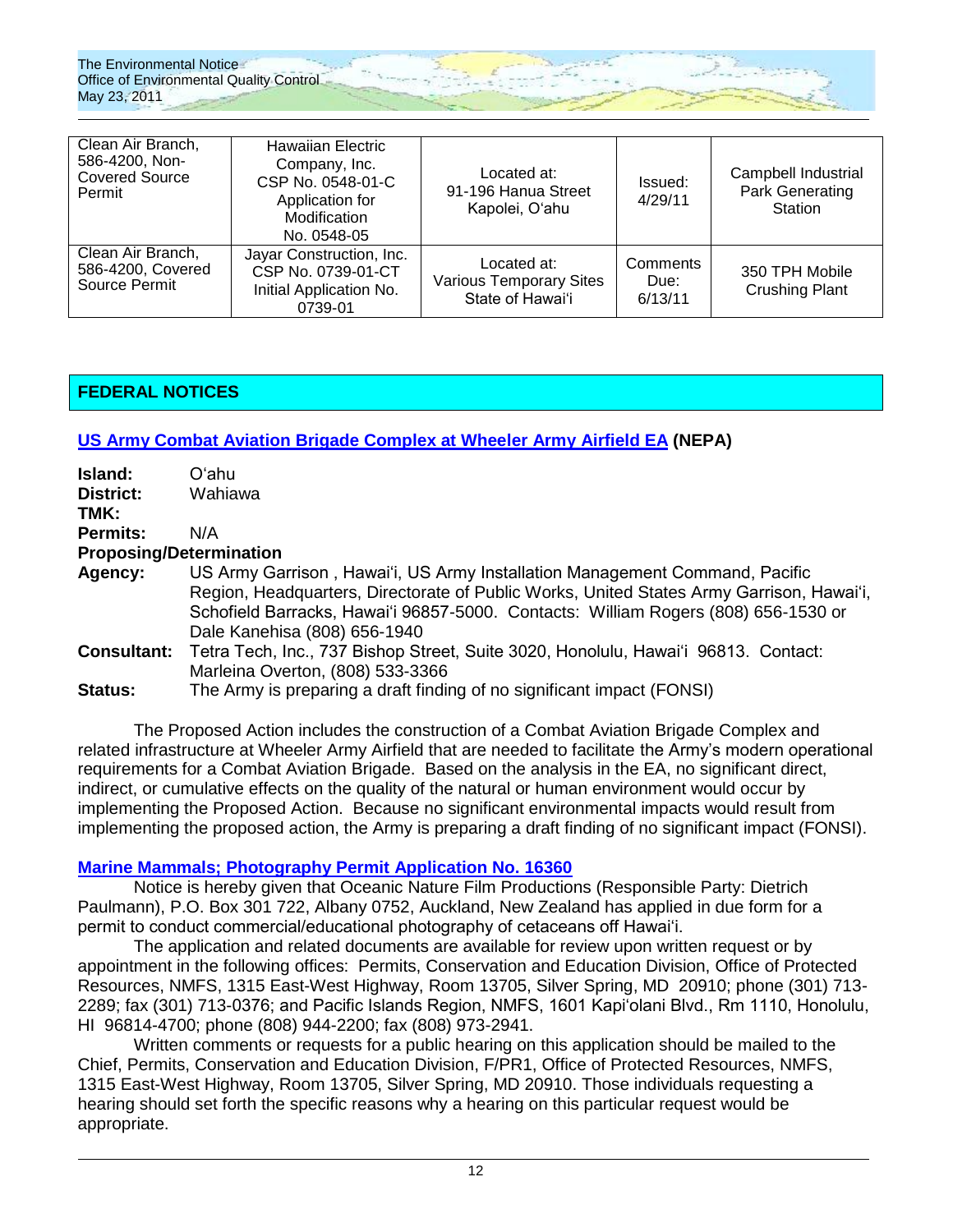| | | | | |
|---|---|---|---|---|
| Clean Air Branch, 586-4200, Non-Covered Source Permit | Hawaiian Electric Company, Inc. CSP No. 0548-01-C Application for Modification No. 0548-05 | Located at: 91-196 Hanua Street Kapolei, Oʻahu | Issued: 4/29/11 | Campbell Industrial Park Generating Station |
| Clean Air Branch, 586-4200, Covered Source Permit | Jayar Construction, Inc. CSP No. 0739-01-CT Initial Application No. 0739-01 | Located at: Various Temporary Sites State of Hawaiʻi | Comments Due: 6/13/11 | 350 TPH Mobile Crushing Plant |

## FEDERAL NOTICES

### US Army Combat Aviation Brigade Complex at Wheeler Army Airfield EA (NEPA)

**Island:** Oʻahu
**District:** Wahiawa
**TMK:**
**Permits:** N/A
**Proposing/Determination Agency:** US Army Garrison , Hawaiʻi, US Army Installation Management Command, Pacific Region, Headquarters, Directorate of Public Works, United States Army Garrison, Hawaiʻi, Schofield Barracks, Hawaiʻi 96857-5000. Contacts: William Rogers (808) 656-1530 or Dale Kanehisa (808) 656-1940
**Consultant:** Tetra Tech, Inc., 737 Bishop Street, Suite 3020, Honolulu, Hawaiʻi 96813. Contact: Marleina Overton, (808) 533-3366
**Status:** The Army is preparing a draft finding of no significant impact (FONSI)

The Proposed Action includes the construction of a Combat Aviation Brigade Complex and related infrastructure at Wheeler Army Airfield that are needed to facilitate the Army's modern operational requirements for a Combat Aviation Brigade. Based on the analysis in the EA, no significant direct, indirect, or cumulative effects on the quality of the natural or human environment would occur by implementing the Proposed Action. Because no significant environmental impacts would result from implementing the proposed action, the Army is preparing a draft finding of no significant impact (FONSI).

### Marine Mammals; Photography Permit Application No. 16360

Notice is hereby given that Oceanic Nature Film Productions (Responsible Party: Dietrich Paulmann), P.O. Box 301 722, Albany 0752, Auckland, New Zealand has applied in due form for a permit to conduct commercial/educational photography of cetaceans off Hawaiʻi.

The application and related documents are available for review upon written request or by appointment in the following offices: Permits, Conservation and Education Division, Office of Protected Resources, NMFS, 1315 East-West Highway, Room 13705, Silver Spring, MD 20910; phone (301) 713-2289; fax (301) 713-0376; and Pacific Islands Region, NMFS, 1601 Kapiʻolani Blvd., Rm 1110, Honolulu, HI 96814-4700; phone (808) 944-2200; fax (808) 973-2941.

Written comments or requests for a public hearing on this application should be mailed to the Chief, Permits, Conservation and Education Division, F/PR1, Office of Protected Resources, NMFS, 1315 East-West Highway, Room 13705, Silver Spring, MD 20910. Those individuals requesting a hearing should set forth the specific reasons why a hearing on this particular request would be appropriate.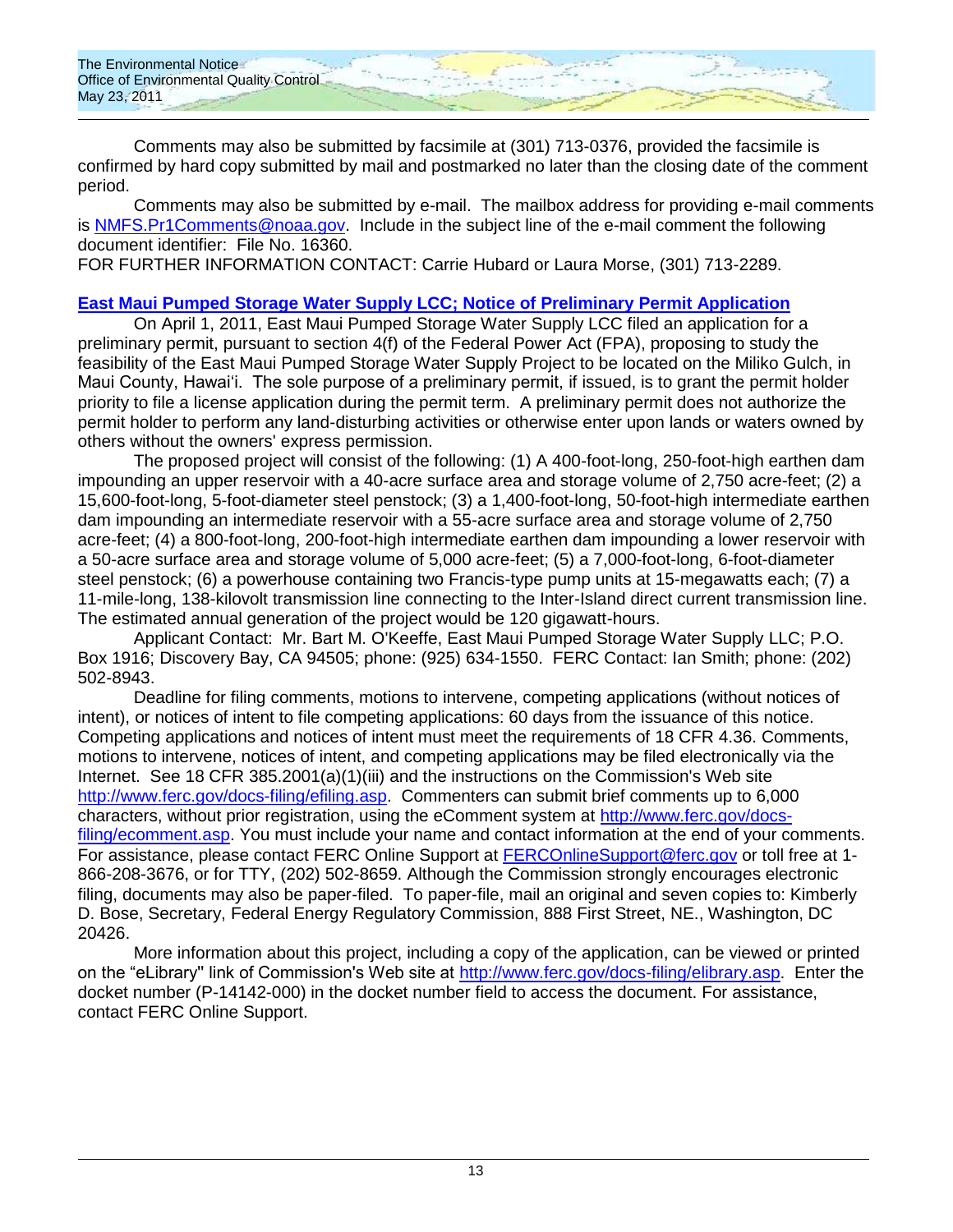Comments may also be submitted by facsimile at (301) 713-0376, provided the facsimile is confirmed by hard copy submitted by mail and postmarked no later than the closing date of the comment period.

Comments may also be submitted by e-mail. The mailbox address for providing e-mail comments is NMFS.Pr1Comments@noaa.gov. Include in the subject line of the e-mail comment the following document identifier: File No. 16360.

FOR FURTHER INFORMATION CONTACT: Carrie Hubard or Laura Morse, (301) 713-2289.

## East Maui Pumped Storage Water Supply LCC; Notice of Preliminary Permit Application

On April 1, 2011, East Maui Pumped Storage Water Supply LCC filed an application for a preliminary permit, pursuant to section 4(f) of the Federal Power Act (FPA), proposing to study the feasibility of the East Maui Pumped Storage Water Supply Project to be located on the Miliko Gulch, in Maui County, Hawai'i. The sole purpose of a preliminary permit, if issued, is to grant the permit holder priority to file a license application during the permit term. A preliminary permit does not authorize the permit holder to perform any land-disturbing activities or otherwise enter upon lands or waters owned by others without the owners' express permission.

The proposed project will consist of the following: (1) A 400-foot-long, 250-foot-high earthen dam impounding an upper reservoir with a 40-acre surface area and storage volume of 2,750 acre-feet; (2) a 15,600-foot-long, 5-foot-diameter steel penstock; (3) a 1,400-foot-long, 50-foot-high intermediate earthen dam impounding an intermediate reservoir with a 55-acre surface area and storage volume of 2,750 acre-feet; (4) a 800-foot-long, 200-foot-high intermediate earthen dam impounding a lower reservoir with a 50-acre surface area and storage volume of 5,000 acre-feet; (5) a 7,000-foot-long, 6-foot-diameter steel penstock; (6) a powerhouse containing two Francis-type pump units at 15-megawatts each; (7) a 11-mile-long, 138-kilovolt transmission line connecting to the Inter-Island direct current transmission line. The estimated annual generation of the project would be 120 gigawatt-hours.

Applicant Contact: Mr. Bart M. O'Keeffe, East Maui Pumped Storage Water Supply LLC; P.O. Box 1916; Discovery Bay, CA 94505; phone: (925) 634-1550. FERC Contact: Ian Smith; phone: (202) 502-8943.

Deadline for filing comments, motions to intervene, competing applications (without notices of intent), or notices of intent to file competing applications: 60 days from the issuance of this notice. Competing applications and notices of intent must meet the requirements of 18 CFR 4.36. Comments, motions to intervene, notices of intent, and competing applications may be filed electronically via the Internet. See 18 CFR 385.2001(a)(1)(iii) and the instructions on the Commission's Web site http://www.ferc.gov/docs-filing/efiling.asp. Commenters can submit brief comments up to 6,000 characters, without prior registration, using the eComment system at http://www.ferc.gov/docs-filing/ecomment.asp. You must include your name and contact information at the end of your comments. For assistance, please contact FERC Online Support at FERCOnlineSupport@ferc.gov or toll free at 1-866-208-3676, or for TTY, (202) 502-8659. Although the Commission strongly encourages electronic filing, documents may also be paper-filed. To paper-file, mail an original and seven copies to: Kimberly D. Bose, Secretary, Federal Energy Regulatory Commission, 888 First Street, NE., Washington, DC 20426.

More information about this project, including a copy of the application, can be viewed or printed on the "eLibrary" link of Commission's Web site at http://www.ferc.gov/docs-filing/elibrary.asp. Enter the docket number (P-14142-000) in the docket number field to access the document. For assistance, contact FERC Online Support.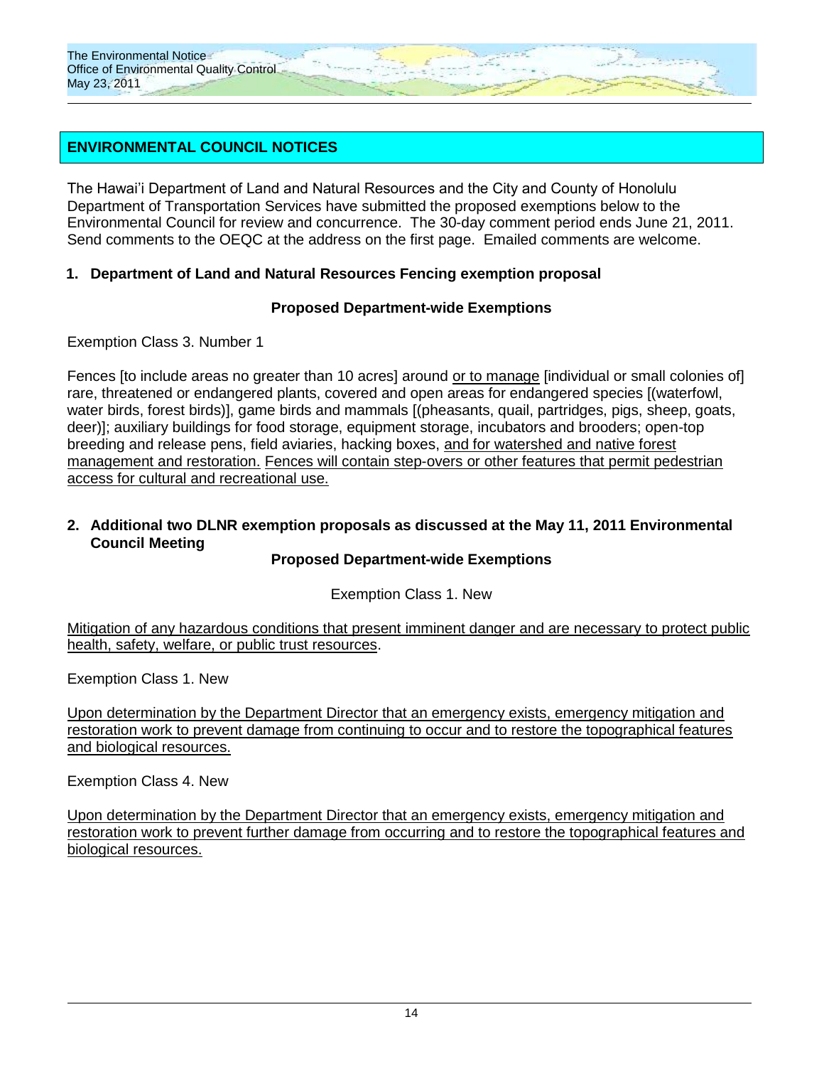## ENVIRONMENTAL COUNCIL NOTICES

The Hawai'i Department of Land and Natural Resources and the City and County of Honolulu Department of Transportation Services have submitted the proposed exemptions below to the Environmental Council for review and concurrence. The 30-day comment period ends June 21, 2011. Send comments to the OEQC at the address on the first page. Emailed comments are welcome.

### 1. Department of Land and Natural Resources Fencing exemption proposal

**Proposed Department-wide Exemptions**

Exemption Class 3. Number 1

Fences [to include areas no greater than 10 acres] around <u>or to manage</u> [individual or small colonies of] rare, threatened or endangered plants, covered and open areas for endangered species [(waterfowl, water birds, forest birds)], game birds and mammals [(pheasants, quail, partridges, pigs, sheep, goats, deer)]; auxiliary buildings for food storage, equipment storage, incubators and brooders; open-top breeding and release pens, field aviaries, hacking boxes, <u>and for watershed and native forest management and restoration.</u> <u>Fences will contain step-overs or other features that permit pedestrian access for cultural and recreational use.</u>

### 2. Additional two DLNR exemption proposals as discussed at the May 11, 2011 Environmental Council Meeting

**Proposed Department-wide Exemptions**

Exemption Class 1. New

<u>Mitigation of any hazardous conditions that present imminent danger and are necessary to protect public health, safety, welfare, or public trust resources</u>.

Exemption Class 1. New

<u>Upon determination by the Department Director that an emergency exists, emergency mitigation and restoration work to prevent damage from continuing to occur and to restore the topographical features and biological resources.</u>

Exemption Class 4. New

<u>Upon determination by the Department Director that an emergency exists, emergency mitigation and restoration work to prevent further damage from occurring and to restore the topographical features and biological resources.</u>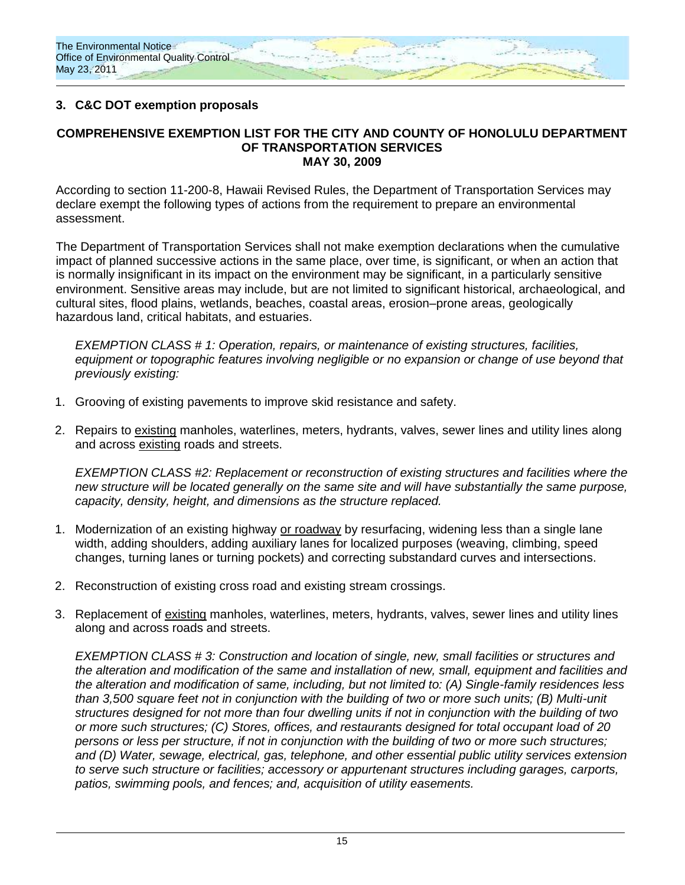### 3. C&C DOT exemption proposals

**COMPREHENSIVE EXEMPTION LIST FOR THE CITY AND COUNTY OF HONOLULU DEPARTMENT OF TRANSPORTATION SERVICES**
**MAY 30, 2009**

According to section 11-200-8, Hawaii Revised Rules, the Department of Transportation Services may declare exempt the following types of actions from the requirement to prepare an environmental assessment.

The Department of Transportation Services shall not make exemption declarations when the cumulative impact of planned successive actions in the same place, over time, is significant, or when an action that is normally insignificant in its impact on the environment may be significant, in a particularly sensitive environment. Sensitive areas may include, but are not limited to significant historical, archaeological, and cultural sites, flood plains, wetlands, beaches, coastal areas, erosion–prone areas, geologically hazardous land, critical habitats, and estuaries.

*EXEMPTION CLASS # 1: Operation, repairs, or maintenance of existing structures, facilities, equipment or topographic features involving negligible or no expansion or change of use beyond that previously existing:*

1. Grooving of existing pavements to improve skid resistance and safety.
2. Repairs to <u>existing</u> manholes, waterlines, meters, hydrants, valves, sewer lines and utility lines along and across <u>existing</u> roads and streets.

*EXEMPTION CLASS #2: Replacement or reconstruction of existing structures and facilities where the new structure will be located generally on the same site and will have substantially the same purpose, capacity, density, height, and dimensions as the structure replaced.*

1. Modernization of an existing highway <u>or roadway</u> by resurfacing, widening less than a single lane width, adding shoulders, adding auxiliary lanes for localized purposes (weaving, climbing, speed changes, turning lanes or turning pockets) and correcting substandard curves and intersections.
2. Reconstruction of existing cross road and existing stream crossings.
3. Replacement of <u>existing</u> manholes, waterlines, meters, hydrants, valves, sewer lines and utility lines along and across roads and streets.

*EXEMPTION CLASS # 3: Construction and location of single, new, small facilities or structures and the alteration and modification of the same and installation of new, small, equipment and facilities and the alteration and modification of same, including, but not limited to: (A) Single-family residences less than 3,500 square feet not in conjunction with the building of two or more such units; (B) Multi-unit structures designed for not more than four dwelling units if not in conjunction with the building of two or more such structures; (C) Stores, offices, and restaurants designed for total occupant load of 20 persons or less per structure, if not in conjunction with the building of two or more such structures; and (D) Water, sewage, electrical, gas, telephone, and other essential public utility services extension to serve such structure or facilities; accessory or appurtenant structures including garages, carports, patios, swimming pools, and fences; and, acquisition of utility easements.*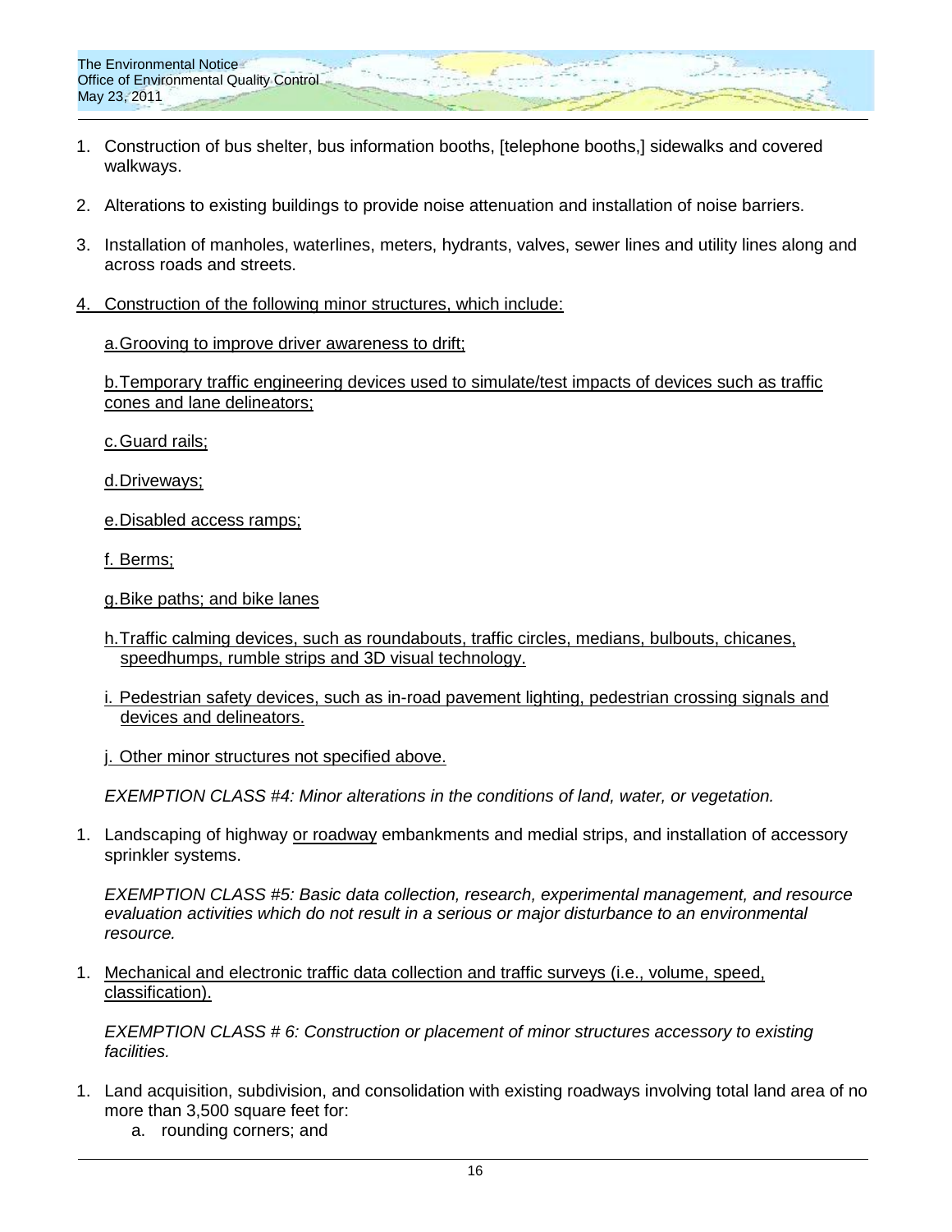1. Construction of bus shelter, bus information booths, [telephone booths,] sidewalks and covered walkways.

2. Alterations to existing buildings to provide noise attenuation and installation of noise barriers.

3. Installation of manholes, waterlines, meters, hydrants, valves, sewer lines and utility lines along and across roads and streets.

4. <u>Construction of the following minor structures, which include:</u>

   <u>a. Grooving to improve driver awareness to drift;</u>

   <u>b. Temporary traffic engineering devices used to simulate/test impacts of devices such as traffic cones and lane delineators;</u>

   <u>c. Guard rails;</u>

   <u>d. Driveways;</u>

   <u>e. Disabled access ramps;</u>

   <u>f. Berms;</u>

   <u>g. Bike paths; and bike lanes</u>

   <u>h. Traffic calming devices, such as roundabouts, traffic circles, medians, bulbouts, chicanes, speedhumps, rumble strips and 3D visual technology.</u>

   <u>i. Pedestrian safety devices, such as in-road pavement lighting, pedestrian crossing signals and devices and delineators.</u>

   <u>j. Other minor structures not specified above.</u>

*EXEMPTION CLASS #4: Minor alterations in the conditions of land, water, or vegetation.*

1. Landscaping of highway <u>or roadway</u> embankments and medial strips, and installation of accessory sprinkler systems.

*EXEMPTION CLASS #5: Basic data collection, research, experimental management, and resource evaluation activities which do not result in a serious or major disturbance to an environmental resource.*

1. <u>Mechanical and electronic traffic data collection and traffic surveys (i.e., volume, speed, classification).</u>

*EXEMPTION CLASS # 6: Construction or placement of minor structures accessory to existing facilities.*

1. Land acquisition, subdivision, and consolidation with existing roadways involving total land area of no more than 3,500 square feet for:
   a. rounding corners; and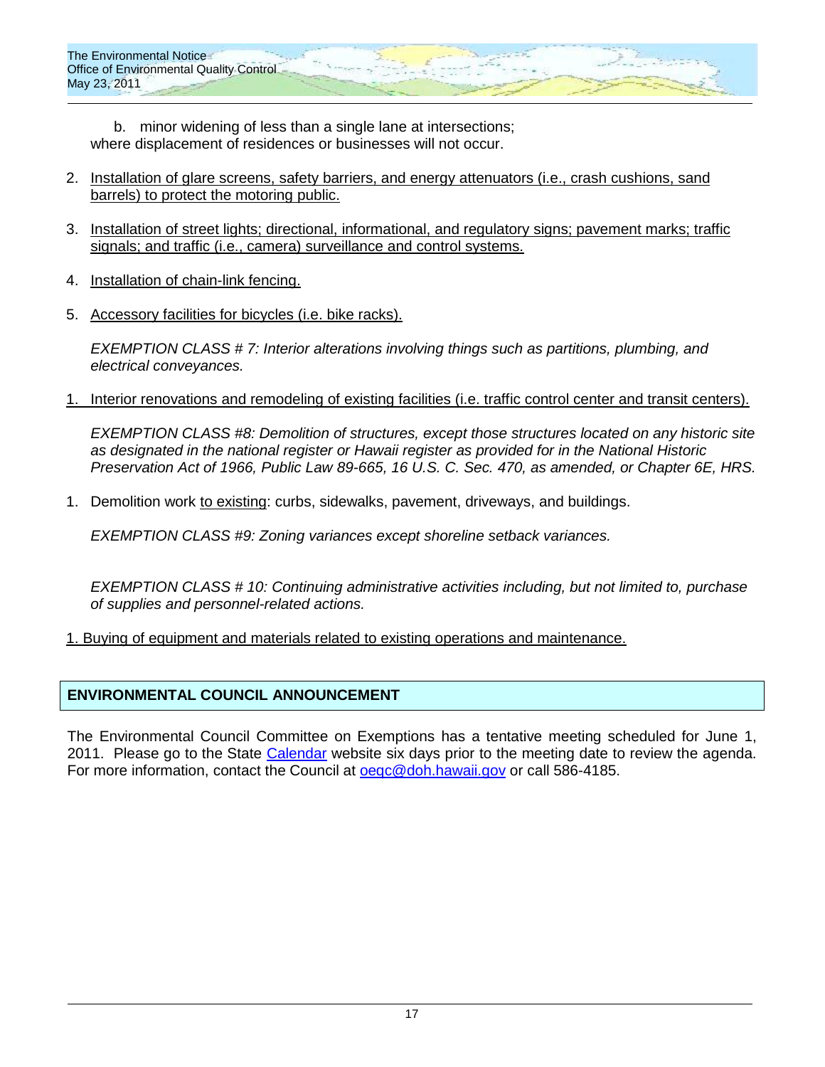b. minor widening of less than a single lane at intersections;
where displacement of residences or businesses will not occur.

2. Installation of glare screens, safety barriers, and energy attenuators (i.e., crash cushions, sand barrels) to protect the motoring public.

3. Installation of street lights; directional, informational, and regulatory signs; pavement marks; traffic signals; and traffic (i.e., camera) surveillance and control systems.

4. Installation of chain-link fencing.

5. Accessory facilities for bicycles (i.e. bike racks).

*EXEMPTION CLASS # 7: Interior alterations involving things such as partitions, plumbing, and electrical conveyances.*

1. Interior renovations and remodeling of existing facilities (i.e. traffic control center and transit centers).

*EXEMPTION CLASS #8: Demolition of structures, except those structures located on any historic site as designated in the national register or Hawaii register as provided for in the National Historic Preservation Act of 1966, Public Law 89-665, 16 U.S. C. Sec. 470, as amended, or Chapter 6E, HRS.*

1. Demolition work to existing: curbs, sidewalks, pavement, driveways, and buildings.

*EXEMPTION CLASS #9: Zoning variances except shoreline setback variances.*

*EXEMPTION CLASS # 10: Continuing administrative activities including, but not limited to, purchase of supplies and personnel-related actions.*

1. Buying of equipment and materials related to existing operations and maintenance.

## ENVIRONMENTAL COUNCIL ANNOUNCEMENT

The Environmental Council Committee on Exemptions has a tentative meeting scheduled for June 1, 2011. Please go to the State Calendar website six days prior to the meeting date to review the agenda. For more information, contact the Council at oeqc@doh.hawaii.gov or call 586-4185.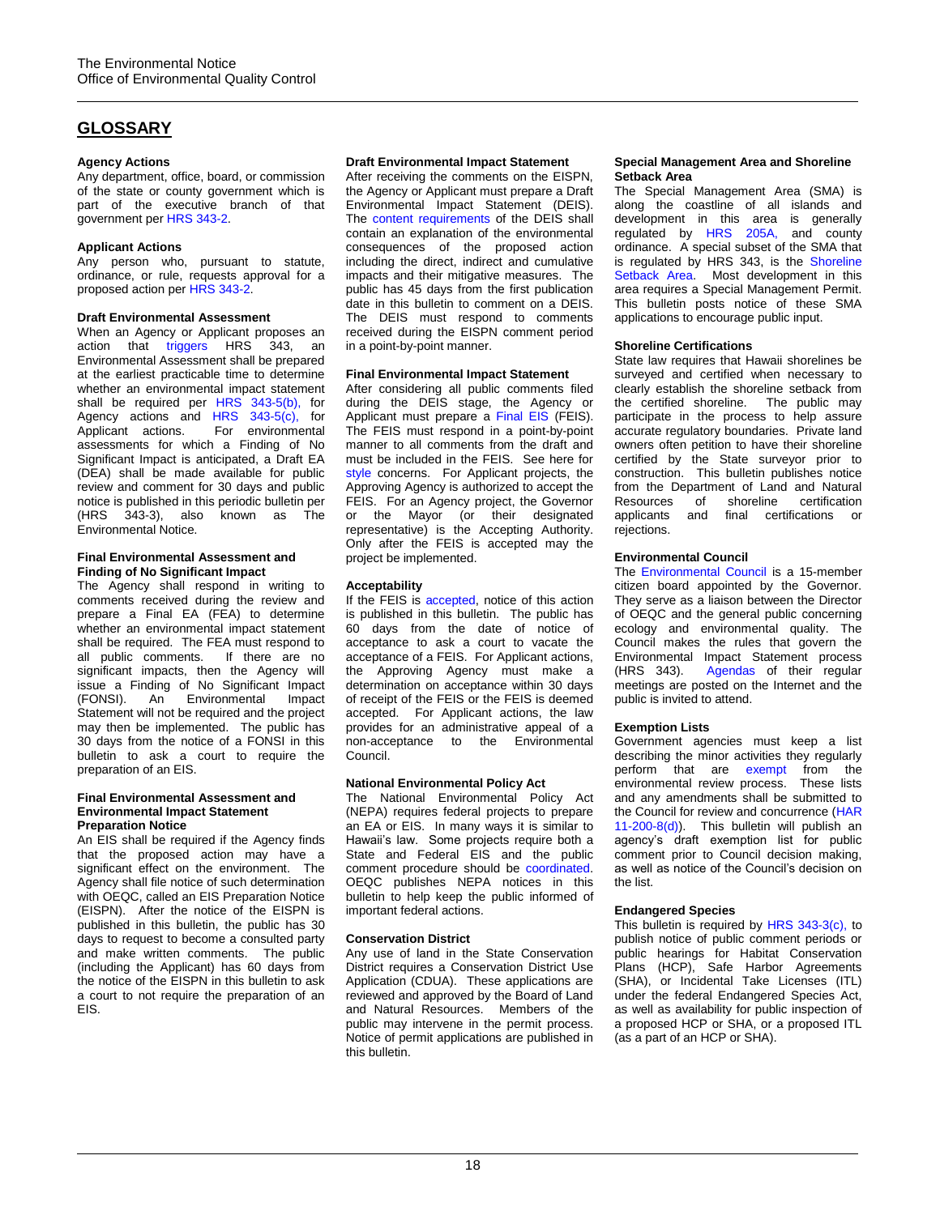## GLOSSARY

### Agency Actions

Any department, office, board, or commission of the state or county government which is part of the executive branch of that government per HRS 343-2.

### Applicant Actions

Any person who, pursuant to statute, ordinance, or rule, requests approval for a proposed action per HRS 343-2.

### Draft Environmental Assessment

When an Agency or Applicant proposes an action that triggers HRS 343, an Environmental Assessment shall be prepared at the earliest practicable time to determine whether an environmental impact statement shall be required per HRS 343-5(b), for Agency actions and HRS 343-5(c), for Applicant actions. For environmental assessments for which a Finding of No Significant Impact is anticipated, a Draft EA (DEA) shall be made available for public review and comment for 30 days and public notice is published in this periodic bulletin per (HRS 343-3), also known as The Environmental Notice.

### Final Environmental Assessment and Finding of No Significant Impact

The Agency shall respond in writing to comments received during the review and prepare a Final EA (FEA) to determine whether an environmental impact statement shall be required. The FEA must respond to all public comments. If there are no significant impacts, then the Agency will issue a Finding of No Significant Impact (FONSI). An Environmental Impact Statement will not be required and the project may then be implemented. The public has 30 days from the notice of a FONSI in this bulletin to ask a court to require the preparation of an EIS.

### Final Environmental Assessment and Environmental Impact Statement Preparation Notice

An EIS shall be required if the Agency finds that the proposed action may have a significant effect on the environment. The Agency shall file notice of such determination with OEQC, called an EIS Preparation Notice (EISPN). After the notice of the EISPN is published in this bulletin, the public has 30 days to request to become a consulted party and make written comments. The public (including the Applicant) has 60 days from the notice of the EISPN in this bulletin to ask a court to not require the preparation of an EIS.

### Draft Environmental Impact Statement

After receiving the comments on the EISPN, the Agency or Applicant must prepare a Draft Environmental Impact Statement (DEIS). The content requirements of the DEIS shall contain an explanation of the environmental consequences of the proposed action including the direct, indirect and cumulative impacts and their mitigative measures. The public has 45 days from the first publication date in this bulletin to comment on a DEIS. The DEIS must respond to comments received during the EISPN comment period in a point-by-point manner.

### Final Environmental Impact Statement

After considering all public comments filed during the DEIS stage, the Agency or Applicant must prepare a Final EIS (FEIS). The FEIS must respond in a point-by-point manner to all comments from the draft and must be included in the FEIS. See here for style concerns. For Applicant projects, the Approving Agency is authorized to accept the FEIS. For an Agency project, the Governor or the Mayor (or their designated representative) is the Accepting Authority. Only after the FEIS is accepted may the project be implemented.

### Acceptability

If the FEIS is accepted, notice of this action is published in this bulletin. The public has 60 days from the date of notice of acceptance to ask a court to vacate the acceptance of a FEIS. For Applicant actions, the Approving Agency must make a determination on acceptance within 30 days of receipt of the FEIS or the FEIS is deemed accepted. For Applicant actions, the law provides for an administrative appeal of a non-acceptance to the Environmental Council.

### National Environmental Policy Act

The National Environmental Policy Act (NEPA) requires federal projects to prepare an EA or EIS. In many ways it is similar to Hawaii's law. Some projects require both a State and Federal EIS and the public comment procedure should be coordinated. OEQC publishes NEPA notices in this bulletin to help keep the public informed of important federal actions.

### Conservation District

Any use of land in the State Conservation District requires a Conservation District Use Application (CDUA). These applications are reviewed and approved by the Board of Land and Natural Resources. Members of the public may intervene in the permit process. Notice of permit applications are published in this bulletin.

### Special Management Area and Shoreline Setback Area

The Special Management Area (SMA) is along the coastline of all islands and development in this area is generally regulated by HRS 205A, and county ordinance. A special subset of the SMA that is regulated by HRS 343, is the Shoreline Setback Area. Most development in this area requires a Special Management Permit. This bulletin posts notice of these SMA applications to encourage public input.

### Shoreline Certifications

State law requires that Hawaii shorelines be surveyed and certified when necessary to clearly establish the shoreline setback from the certified shoreline. The public may participate in the process to help assure accurate regulatory boundaries. Private land owners often petition to have their shoreline certified by the State surveyor prior to construction. This bulletin publishes notice from the Department of Land and Natural Resources of shoreline certification applicants and final certifications or rejections.

### Environmental Council

The Environmental Council is a 15-member citizen board appointed by the Governor. They serve as a liaison between the Director of OEQC and the general public concerning ecology and environmental quality. The Council makes the rules that govern the Environmental Impact Statement process (HRS 343). Agendas of their regular meetings are posted on the Internet and the public is invited to attend.

### Exemption Lists

Government agencies must keep a list describing the minor activities they regularly perform that are exempt from the environmental review process. These lists and any amendments shall be submitted to the Council for review and concurrence (HAR 11-200-8(d)). This bulletin will publish an agency's draft exemption list for public comment prior to Council decision making, as well as notice of the Council's decision on the list.

### Endangered Species

This bulletin is required by HRS 343-3(c), to publish notice of public comment periods or public hearings for Habitat Conservation Plans (HCP), Safe Harbor Agreements (SHA), or Incidental Take Licenses (ITL) under the federal Endangered Species Act, as well as availability for public inspection of a proposed HCP or SHA, or a proposed ITL (as a part of an HCP or SHA).